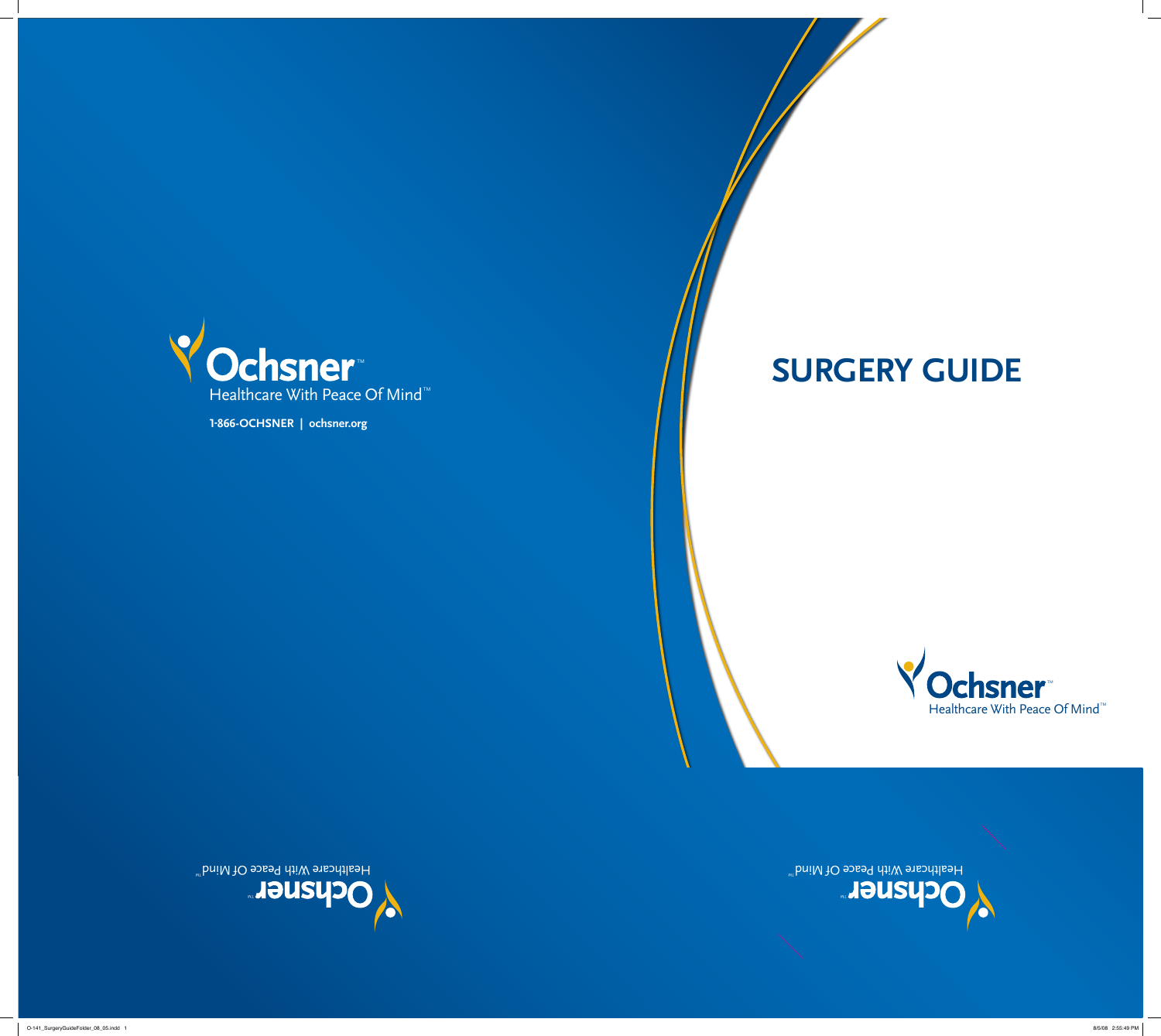Ochsner™

Healthcare With Peace Of Mind™

1-866-OCHSNER | ochsner.org

# SURGERY GUIDE

Ochsner™

Healthcare With Peace Of Mind™

Ochsner™

Healthcare With Peace Of Mind™

Ochsner™

Healthcare With Peace Of Mind™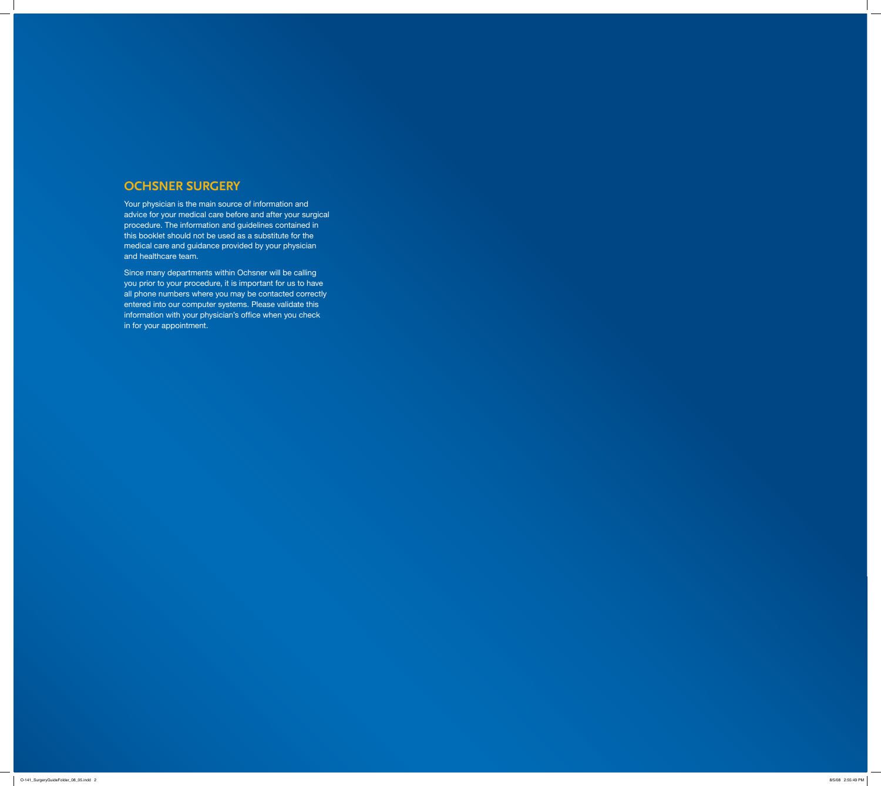## OCHSNER SURGERY

Your physician is the main source of information and advice for your medical care before and after your surgical procedure. The information and guidelines contained in this booklet should not be used as a substitute for the medical care and guidance provided by your physician and healthcare team.

Since many departments within Ochsner will be calling you prior to your procedure, it is important for us to have all phone numbers where you may be contacted correctly entered into our computer systems. Please validate this information with your physician's office when you check in for your appointment.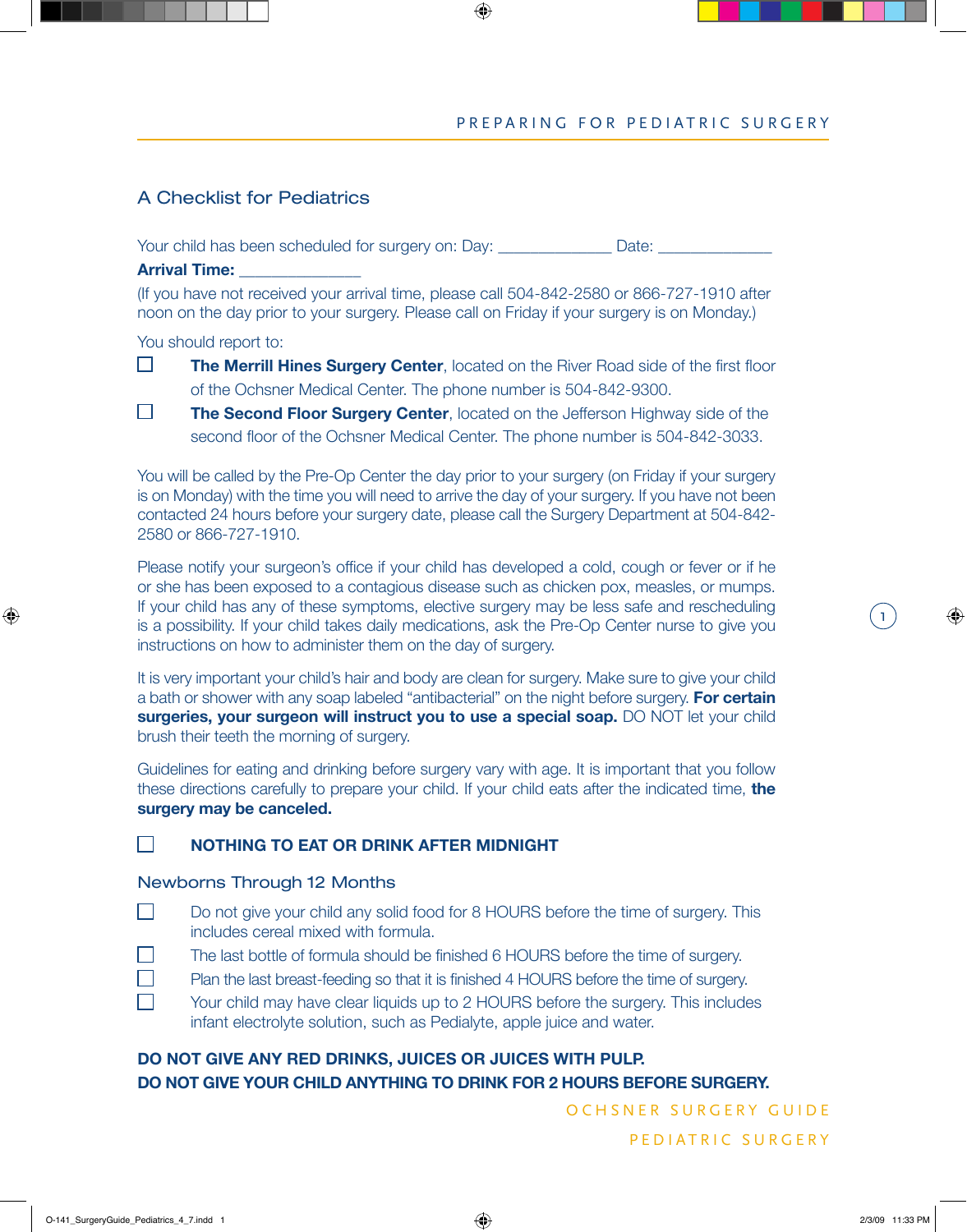## A Checklist for Pediatrics

Your child has been scheduled for surgery on: Day: _____________ Date: _____________

**Arrival Time:** ______________

(If you have not received your arrival time, please call 504-842-2580 or 866-727-1910 after noon on the day prior to your surgery. Please call on Friday if your surgery is on Monday.)

You should report to:

- ☐ **The Merrill Hines Surgery Center**, located on the River Road side of the first floor of the Ochsner Medical Center. The phone number is 504-842-9300.
- ☐ **The Second Floor Surgery Center**, located on the Jefferson Highway side of the second floor of the Ochsner Medical Center. The phone number is 504-842-3033.

You will be called by the Pre-Op Center the day prior to your surgery (on Friday if your surgery is on Monday) with the time you will need to arrive the day of your surgery. If you have not been contacted 24 hours before your surgery date, please call the Surgery Department at 504-842-2580 or 866-727-1910.

Please notify your surgeon's office if your child has developed a cold, cough or fever or if he or she has been exposed to a contagious disease such as chicken pox, measles, or mumps. If your child has any of these symptoms, elective surgery may be less safe and rescheduling is a possibility. If your child takes daily medications, ask the Pre-Op Center nurse to give you instructions on how to administer them on the day of surgery.

It is very important your child's hair and body are clean for surgery. Make sure to give your child a bath or shower with any soap labeled "antibacterial" on the night before surgery. **For certain surgeries, your surgeon will instruct you to use a special soap.** DO NOT let your child brush their teeth the morning of surgery.

Guidelines for eating and drinking before surgery vary with age. It is important that you follow these directions carefully to prepare your child. If your child eats after the indicated time, **the surgery may be canceled.**

- ☐ **NOTHING TO EAT OR DRINK AFTER MIDNIGHT**

### Newborns Through 12 Months

- ☐ Do not give your child any solid food for 8 HOURS before the time of surgery. This includes cereal mixed with formula.
- ☐ The last bottle of formula should be finished 6 HOURS before the time of surgery.
- ☐ Plan the last breast-feeding so that it is finished 4 HOURS before the time of surgery.
- ☐ Your child may have clear liquids up to 2 HOURS before the surgery. This includes infant electrolyte solution, such as Pedialyte, apple juice and water.

**DO NOT GIVE ANY RED DRINKS, JUICES OR JUICES WITH PULP.**
**DO NOT GIVE YOUR CHILD ANYTHING TO DRINK FOR 2 HOURS BEFORE SURGERY.**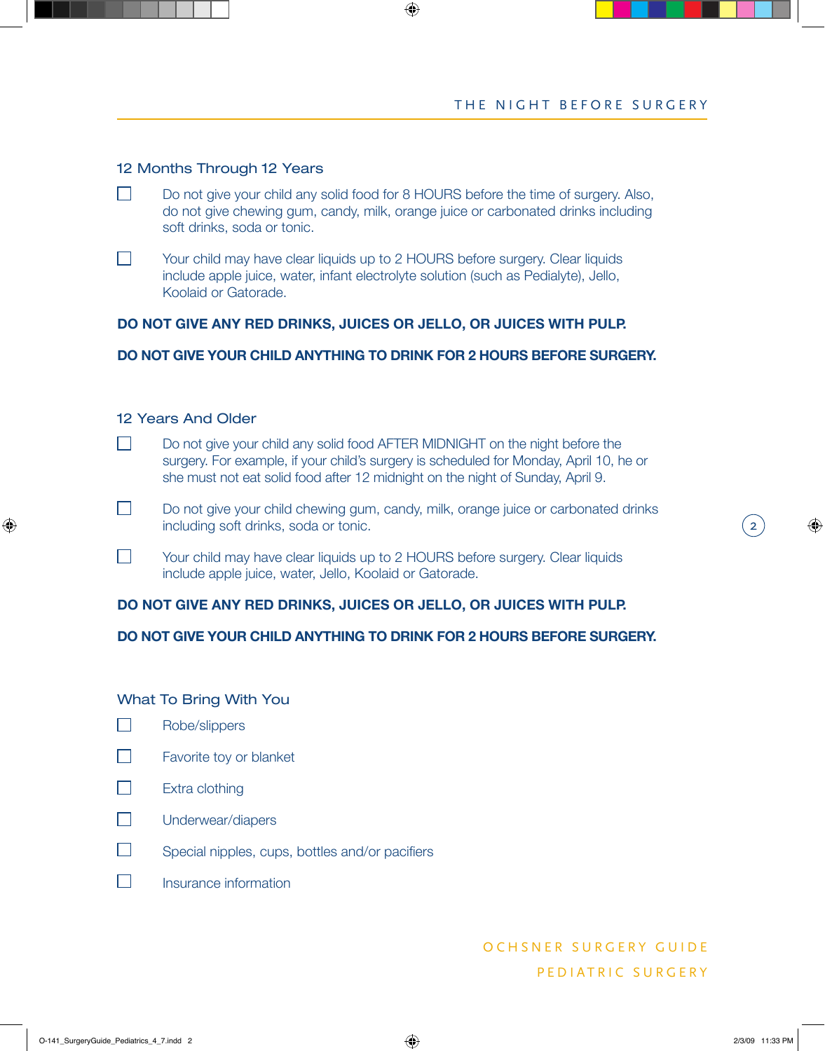## THE NIGHT BEFORE SURGERY

### 12 Months Through 12 Years

- [ ] Do not give your child any solid food for 8 HOURS before the time of surgery. Also, do not give chewing gum, candy, milk, orange juice or carbonated drinks including soft drinks, soda or tonic.
- [ ] Your child may have clear liquids up to 2 HOURS before surgery. Clear liquids include apple juice, water, infant electrolyte solution (such as Pedialyte), Jello, Koolaid or Gatorade.

**DO NOT GIVE ANY RED DRINKS, JUICES OR JELLO, OR JUICES WITH PULP.**

**DO NOT GIVE YOUR CHILD ANYTHING TO DRINK FOR 2 HOURS BEFORE SURGERY.**

### 12 Years And Older

- [ ] Do not give your child any solid food AFTER MIDNIGHT on the night before the surgery. For example, if your child's surgery is scheduled for Monday, April 10, he or she must not eat solid food after 12 midnight on the night of Sunday, April 9.
- [ ] Do not give your child chewing gum, candy, milk, orange juice or carbonated drinks including soft drinks, soda or tonic.
- [ ] Your child may have clear liquids up to 2 HOURS before surgery. Clear liquids include apple juice, water, Jello, Koolaid or Gatorade.

**DO NOT GIVE ANY RED DRINKS, JUICES OR JELLO, OR JUICES WITH PULP.**

**DO NOT GIVE YOUR CHILD ANYTHING TO DRINK FOR 2 HOURS BEFORE SURGERY.**

### What To Bring With You

- [ ] Robe/slippers
- [ ] Favorite toy or blanket
- [ ] Extra clothing
- [ ] Underwear/diapers
- [ ] Special nipples, cups, bottles and/or pacifiers
- [ ] Insurance information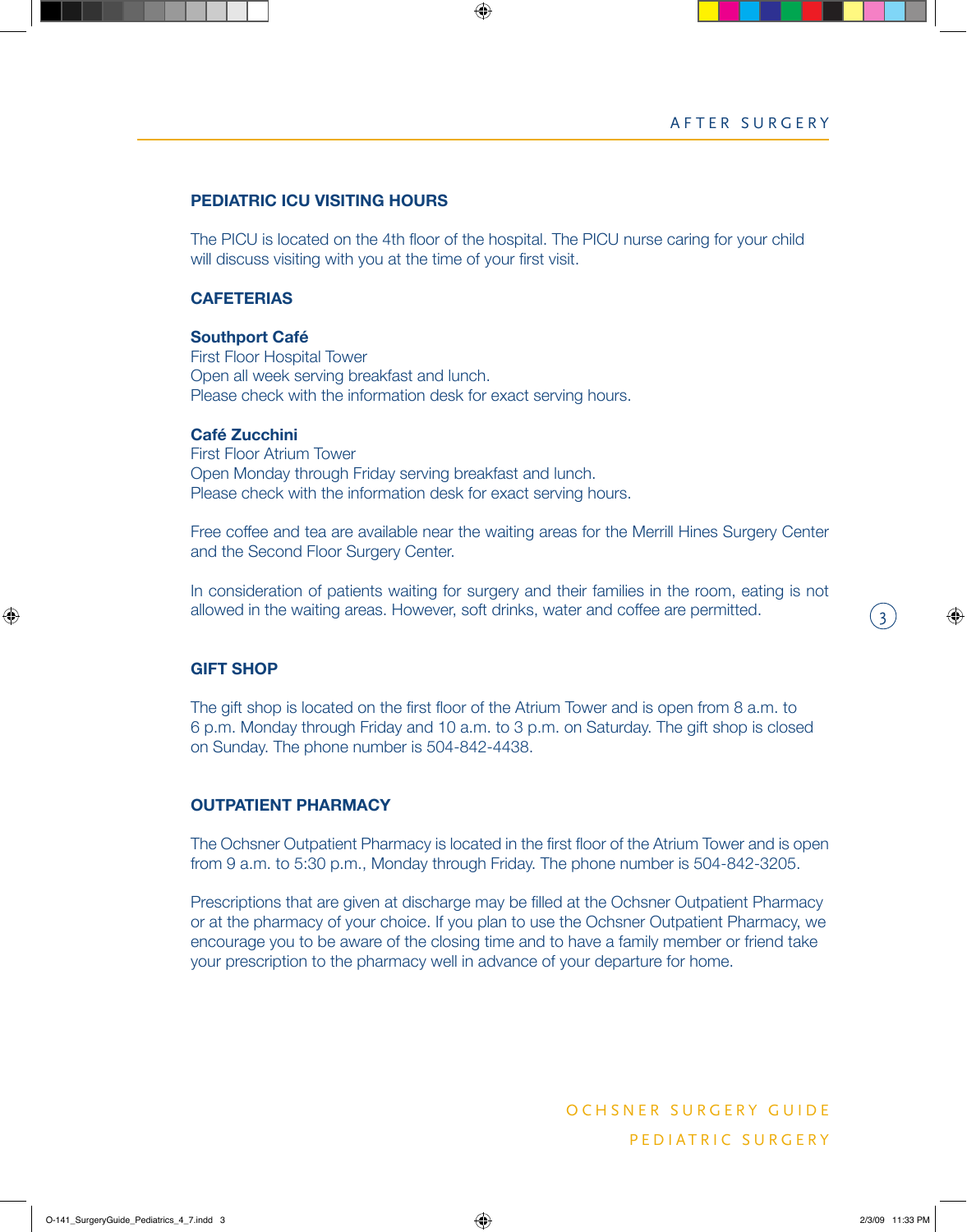## PEDIATRIC ICU VISITING HOURS

The PICU is located on the 4th floor of the hospital. The PICU nurse caring for your child will discuss visiting with you at the time of your first visit.

## CAFETERIAS

**Southport Café**
First Floor Hospital Tower
Open all week serving breakfast and lunch.
Please check with the information desk for exact serving hours.

**Café Zucchini**
First Floor Atrium Tower
Open Monday through Friday serving breakfast and lunch.
Please check with the information desk for exact serving hours.

Free coffee and tea are available near the waiting areas for the Merrill Hines Surgery Center and the Second Floor Surgery Center.

In consideration of patients waiting for surgery and their families in the room, eating is not allowed in the waiting areas. However, soft drinks, water and coffee are permitted.

## GIFT SHOP

The gift shop is located on the first floor of the Atrium Tower and is open from 8 a.m. to 6 p.m. Monday through Friday and 10 a.m. to 3 p.m. on Saturday. The gift shop is closed on Sunday. The phone number is 504-842-4438.

## OUTPATIENT PHARMACY

The Ochsner Outpatient Pharmacy is located in the first floor of the Atrium Tower and is open from 9 a.m. to 5:30 p.m., Monday through Friday. The phone number is 504-842-3205.

Prescriptions that are given at discharge may be filled at the Ochsner Outpatient Pharmacy or at the pharmacy of your choice. If you plan to use the Ochsner Outpatient Pharmacy, we encourage you to be aware of the closing time and to have a family member or friend take your prescription to the pharmacy well in advance of your departure for home.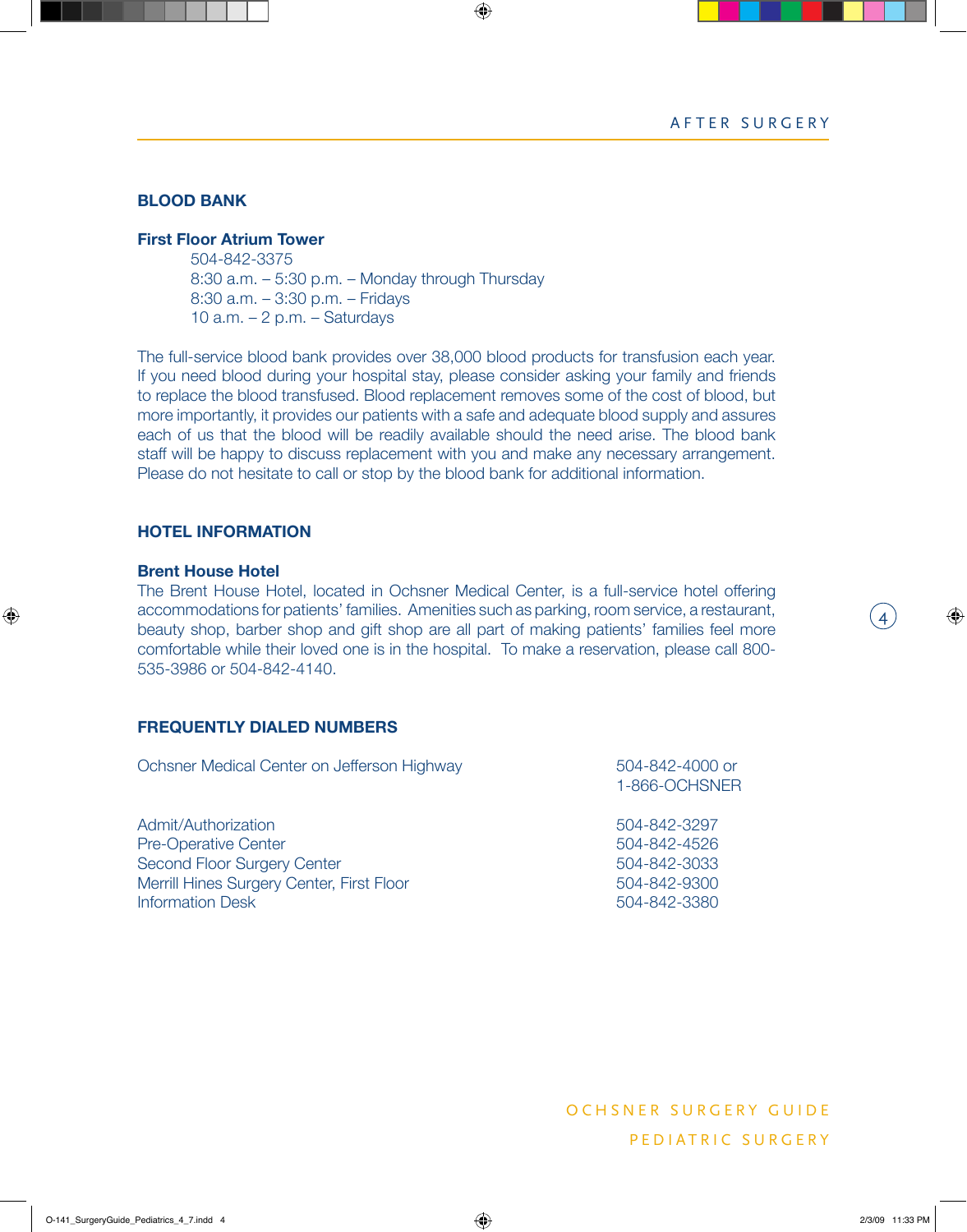## BLOOD BANK

### First Floor Atrium Tower

504-842-3375
8:30 a.m. – 5:30 p.m. – Monday through Thursday
8:30 a.m. – 3:30 p.m. – Fridays
10 a.m. – 2 p.m. – Saturdays

The full-service blood bank provides over 38,000 blood products for transfusion each year. If you need blood during your hospital stay, please consider asking your family and friends to replace the blood transfused. Blood replacement removes some of the cost of blood, but more importantly, it provides our patients with a safe and adequate blood supply and assures each of us that the blood will be readily available should the need arise. The blood bank staff will be happy to discuss replacement with you and make any necessary arrangement. Please do not hesitate to call or stop by the blood bank for additional information.

## HOTEL INFORMATION

### Brent House Hotel

The Brent House Hotel, located in Ochsner Medical Center, is a full-service hotel offering accommodations for patients' families. Amenities such as parking, room service, a restaurant, beauty shop, barber shop and gift shop are all part of making patients' families feel more comfortable while their loved one is in the hospital. To make a reservation, please call 800-535-3986 or 504-842-4140.

## FREQUENTLY DIALED NUMBERS

| | |
|---|---|
| Ochsner Medical Center on Jefferson Highway | 504-842-4000 or 1-866-OCHSNER |
| Admit/Authorization | 504-842-3297 |
| Pre-Operative Center | 504-842-4526 |
| Second Floor Surgery Center | 504-842-3033 |
| Merrill Hines Surgery Center, First Floor | 504-842-9300 |
| Information Desk | 504-842-3380 |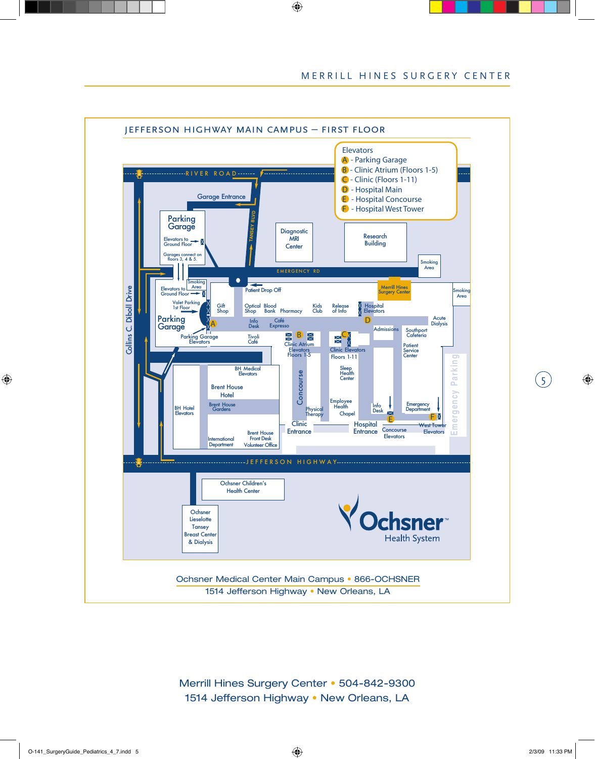MERRILL HINES SURGERY CENTER

## JEFFERSON HIGHWAY MAIN CAMPUS – FIRST FLOOR

Elevators
- A - Parking Garage
- B - Clinic Atrium (Floors 1-5)
- C - Clinic (Floors 1-11)
- D - Hospital Main
- E - Hospital Concourse
- F - Hospital West Tower

RIVER ROAD

Garage Entrance

TANSEY BLVD

Parking Garage

Elevators to Ground Floor

Garages connect on floors 3, 4 & 5.

Diagnostic MRI Center

Research Building

Smoking Area

EMERGENCY RD

Collins C. Diboll Drive

Smoking Area

Elevators to Ground Floor

Valet Parking 1st Floor

Parking Garage

Parking Garage Elevators

Patient Drop Off

Gift Shop

Optical Shop

Blood Bank

Pharmacy

Kids Club

Release of Info

Hospital Elevators

Merrill Hines Surgery Center

Smoking Area

Info Desk

Café Expresso

Tivoli Café

Clinic Atrium Elevators Floors 1-5

Clinic Elevators Floors 1-11

Admissions

Southport Cafeteria

Acute Dialysis

Patient Service Center

BH Medical Elevators

Brent House Hotel

Brent House Gardens

BH Hotel Elevators

International Department

Brent House Front Desk Volunteer Office

Concourse

Sleep Health Center

Employee Health

Physical Therapy

Chapel

Info Desk

Emergency Department

Emergency Parking

Clinic Entrance

Hospital Entrance

Concourse Elevators

West Tower Elevators

JEFFERSON HIGHWAY

Ochsner Children's Health Center

Ochsner Lieselotte Tansey Breast Center & Dialysis

Ochsner™ Health System

Ochsner Medical Center Main Campus • 866-OCHSNER
1514 Jefferson Highway • New Orleans, LA

Merrill Hines Surgery Center • 504-842-9300
1514 Jefferson Highway • New Orleans, LA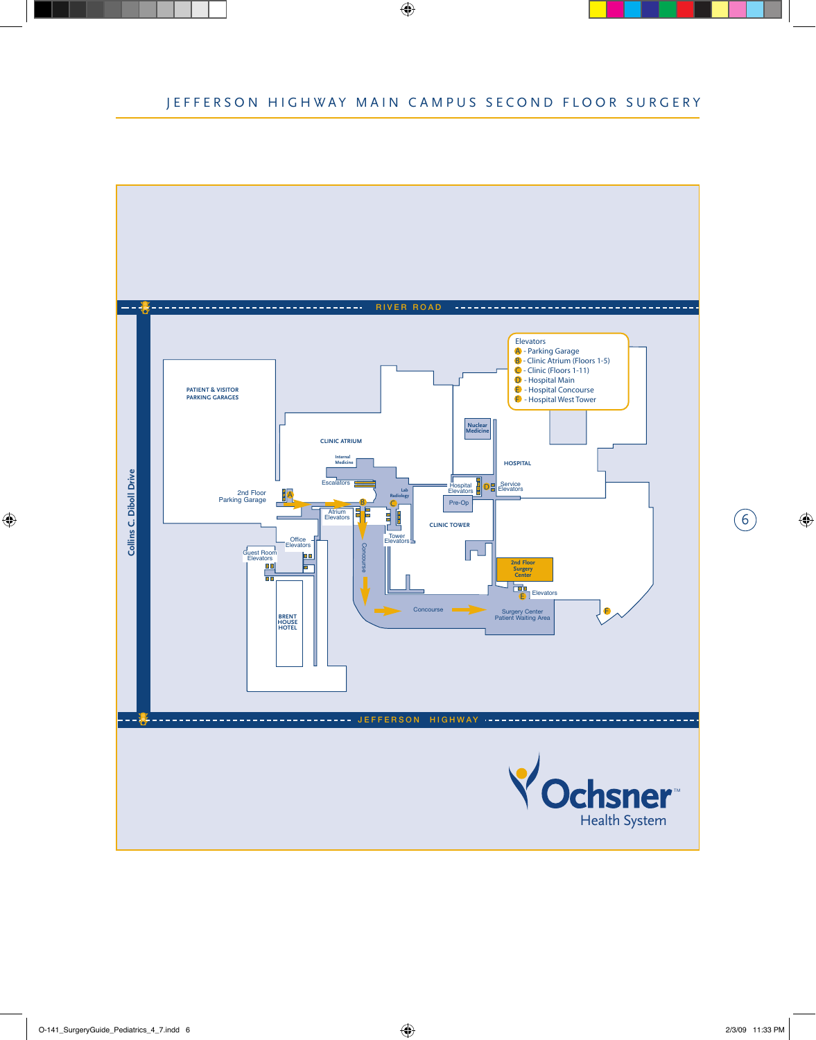# JEFFERSON HIGHWAY MAIN CAMPUS SECOND FLOOR SURGERY

RIVER ROAD

Collins C. Diboll Drive

JEFFERSON HIGHWAY

Elevators

- A - Parking Garage
- B - Clinic Atrium (Floors 1-5)
- C - Clinic (Floors 1-11)
- D - Hospital Main
- E - Hospital Concourse
- F - Hospital West Tower

PATIENT & VISITOR PARKING GARAGES

CLINIC ATRIUM

Internal Medicine

Escalators

Lab Radiology

2nd Floor Parking Garage

Atrium Elevators

Office Elevators

Guest Room Elevators

BRENT HOUSE HOTEL

Concourse

Tower Elevators

CLINIC TOWER

Nuclear Medicine

HOSPITAL

Hospital Elevators

Service Elevators

Pre-Op

2nd Floor Surgery Center

Elevators

Surgery Center Patient Waiting Area

Ochsner Health System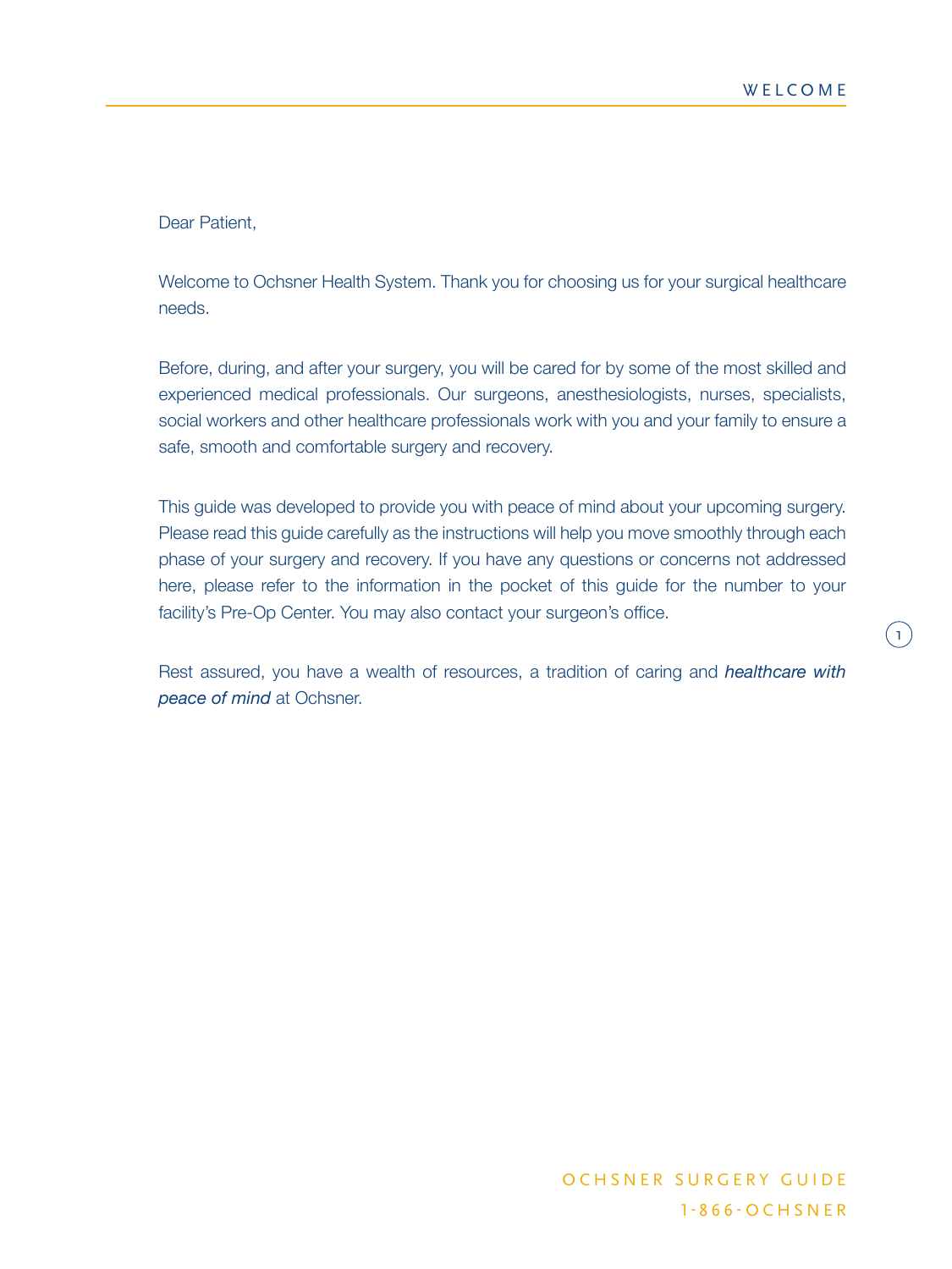Dear Patient,

Welcome to Ochsner Health System. Thank you for choosing us for your surgical healthcare needs.

Before, during, and after your surgery, you will be cared for by some of the most skilled and experienced medical professionals. Our surgeons, anesthesiologists, nurses, specialists, social workers and other healthcare professionals work with you and your family to ensure a safe, smooth and comfortable surgery and recovery.

This guide was developed to provide you with peace of mind about your upcoming surgery. Please read this guide carefully as the instructions will help you move smoothly through each phase of your surgery and recovery. If you have any questions or concerns not addressed here, please refer to the information in the pocket of this guide for the number to your facility's Pre-Op Center. You may also contact your surgeon's office.

Rest assured, you have a wealth of resources, a tradition of caring and ***healthcare with peace of mind*** at Ochsner.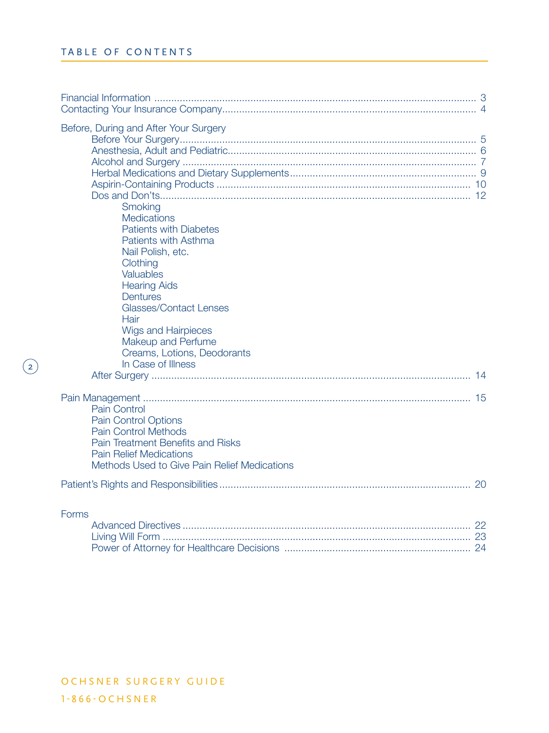# TABLE OF CONTENTS

Financial Information ..... 3
Contacting Your Insurance Company..... 4

Before, During and After Your Surgery
- Before Your Surgery..... 5
- Anesthesia, Adult and Pediatric..... 6
- Alcohol and Surgery ..... 7
- Herbal Medications and Dietary Supplements..... 9
- Aspirin-Containing Products ..... 10
- Dos and Don'ts..... 12
  - Smoking
  - Medications
  - Patients with Diabetes
  - Patients with Asthma
  - Nail Polish, etc.
  - Clothing
  - Valuables
  - Hearing Aids
  - Dentures
  - Glasses/Contact Lenses
  - Hair
  - Wigs and Hairpieces
  - Makeup and Perfume
  - Creams, Lotions, Deodorants
  - In Case of Illness
- After Surgery ..... 14

Pain Management ..... 15
- Pain Control
- Pain Control Options
- Pain Control Methods
- Pain Treatment Benefits and Risks
- Pain Relief Medications
- Methods Used to Give Pain Relief Medications

Patient's Rights and Responsibilities..... 20

Forms
- Advanced Directives ..... 22
- Living Will Form ..... 23
- Power of Attorney for Healthcare Decisions ..... 24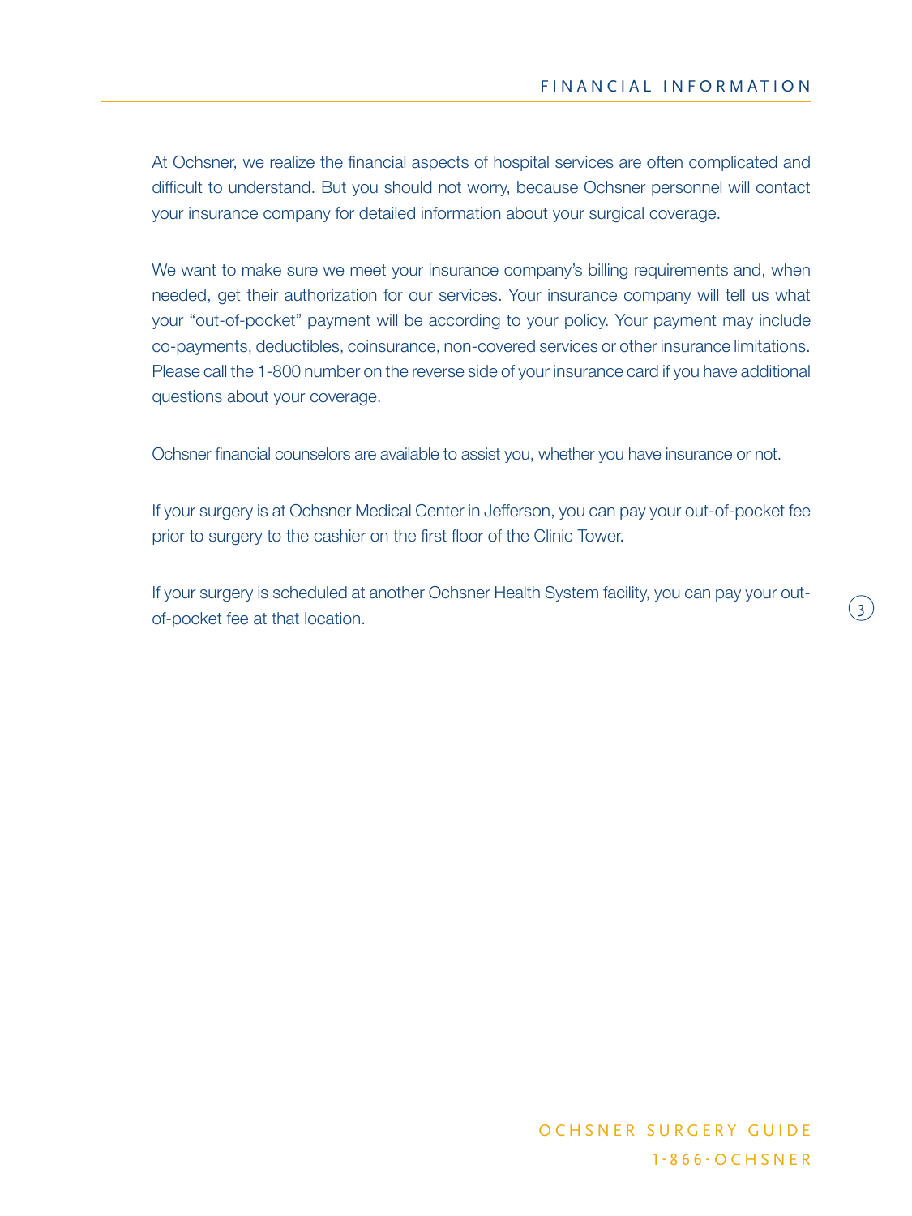# FINANCIAL INFORMATION

At Ochsner, we realize the financial aspects of hospital services are often complicated and difficult to understand. But you should not worry, because Ochsner personnel will contact your insurance company for detailed information about your surgical coverage.

We want to make sure we meet your insurance company's billing requirements and, when needed, get their authorization for our services. Your insurance company will tell us what your "out-of-pocket" payment will be according to your policy. Your payment may include co-payments, deductibles, coinsurance, non-covered services or other insurance limitations. Please call the 1-800 number on the reverse side of your insurance card if you have additional questions about your coverage.

Ochsner financial counselors are available to assist you, whether you have insurance or not.

If your surgery is at Ochsner Medical Center in Jefferson, you can pay your out-of-pocket fee prior to surgery to the cashier on the first floor of the Clinic Tower.

If your surgery is scheduled at another Ochsner Health System facility, you can pay your out-of-pocket fee at that location.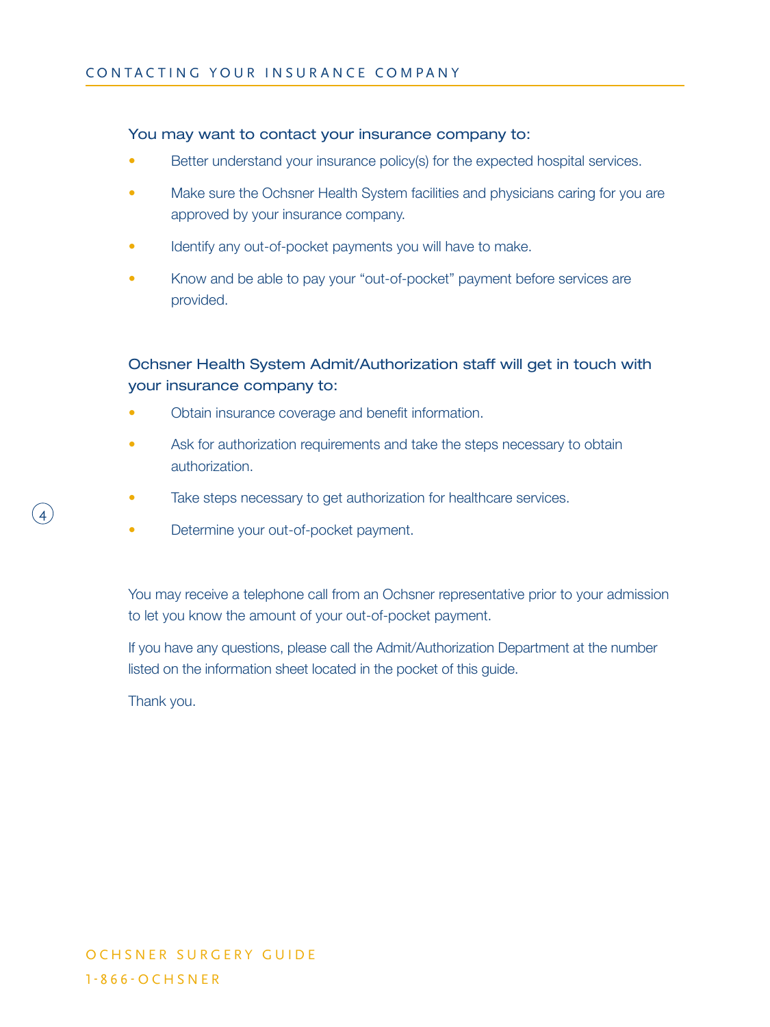# CONTACTING YOUR INSURANCE COMPANY

### You may want to contact your insurance company to:

- Better understand your insurance policy(s) for the expected hospital services.
- Make sure the Ochsner Health System facilities and physicians caring for you are approved by your insurance company.
- Identify any out-of-pocket payments you will have to make.
- Know and be able to pay your "out-of-pocket" payment before services are provided.

### Ochsner Health System Admit/Authorization staff will get in touch with your insurance company to:

- Obtain insurance coverage and benefit information.
- Ask for authorization requirements and take the steps necessary to obtain authorization.
- Take steps necessary to get authorization for healthcare services.
- Determine your out-of-pocket payment.

You may receive a telephone call from an Ochsner representative prior to your admission to let you know the amount of your out-of-pocket payment.

If you have any questions, please call the Admit/Authorization Department at the number listed on the information sheet located in the pocket of this guide.

Thank you.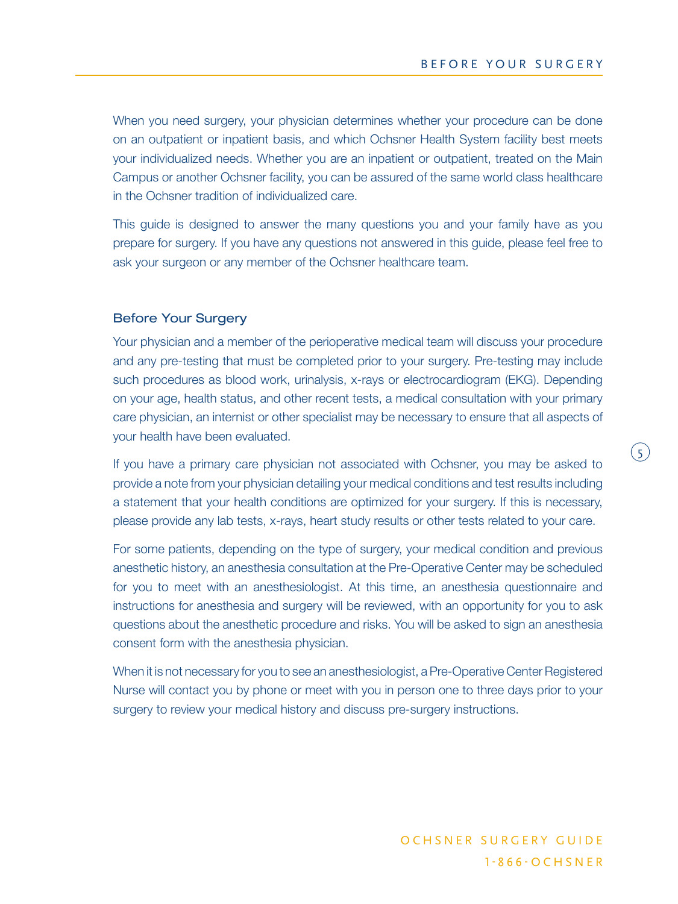When you need surgery, your physician determines whether your procedure can be done on an outpatient or inpatient basis, and which Ochsner Health System facility best meets your individualized needs. Whether you are an inpatient or outpatient, treated on the Main Campus or another Ochsner facility, you can be assured of the same world class healthcare in the Ochsner tradition of individualized care.

This guide is designed to answer the many questions you and your family have as you prepare for surgery. If you have any questions not answered in this guide, please feel free to ask your surgeon or any member of the Ochsner healthcare team.

## Before Your Surgery

Your physician and a member of the perioperative medical team will discuss your procedure and any pre-testing that must be completed prior to your surgery. Pre-testing may include such procedures as blood work, urinalysis, x-rays or electrocardiogram (EKG). Depending on your age, health status, and other recent tests, a medical consultation with your primary care physician, an internist or other specialist may be necessary to ensure that all aspects of your health have been evaluated.

If you have a primary care physician not associated with Ochsner, you may be asked to provide a note from your physician detailing your medical conditions and test results including a statement that your health conditions are optimized for your surgery. If this is necessary, please provide any lab tests, x-rays, heart study results or other tests related to your care.

For some patients, depending on the type of surgery, your medical condition and previous anesthetic history, an anesthesia consultation at the Pre-Operative Center may be scheduled for you to meet with an anesthesiologist. At this time, an anesthesia questionnaire and instructions for anesthesia and surgery will be reviewed, with an opportunity for you to ask questions about the anesthetic procedure and risks. You will be asked to sign an anesthesia consent form with the anesthesia physician.

When it is not necessary for you to see an anesthesiologist, a Pre-Operative Center Registered Nurse will contact you by phone or meet with you in person one to three days prior to your surgery to review your medical history and discuss pre-surgery instructions.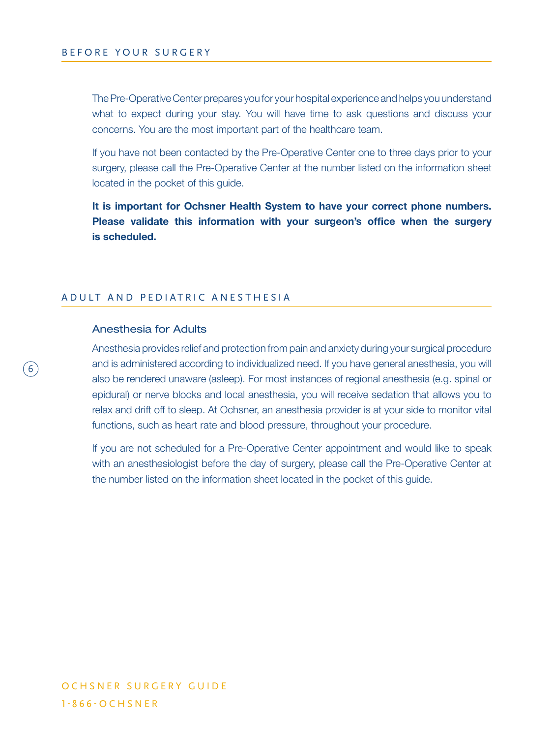## BEFORE YOUR SURGERY

The Pre-Operative Center prepares you for your hospital experience and helps you understand what to expect during your stay. You will have time to ask questions and discuss your concerns. You are the most important part of the healthcare team.

If you have not been contacted by the Pre-Operative Center one to three days prior to your surgery, please call the Pre-Operative Center at the number listed on the information sheet located in the pocket of this guide.

**It is important for Ochsner Health System to have your correct phone numbers. Please validate this information with your surgeon's office when the surgery is scheduled.**

## ADULT AND PEDIATRIC ANESTHESIA

### Anesthesia for Adults

Anesthesia provides relief and protection from pain and anxiety during your surgical procedure and is administered according to individualized need. If you have general anesthesia, you will also be rendered unaware (asleep). For most instances of regional anesthesia (e.g. spinal or epidural) or nerve blocks and local anesthesia, you will receive sedation that allows you to relax and drift off to sleep. At Ochsner, an anesthesia provider is at your side to monitor vital functions, such as heart rate and blood pressure, throughout your procedure.

If you are not scheduled for a Pre-Operative Center appointment and would like to speak with an anesthesiologist before the day of surgery, please call the Pre-Operative Center at the number listed on the information sheet located in the pocket of this guide.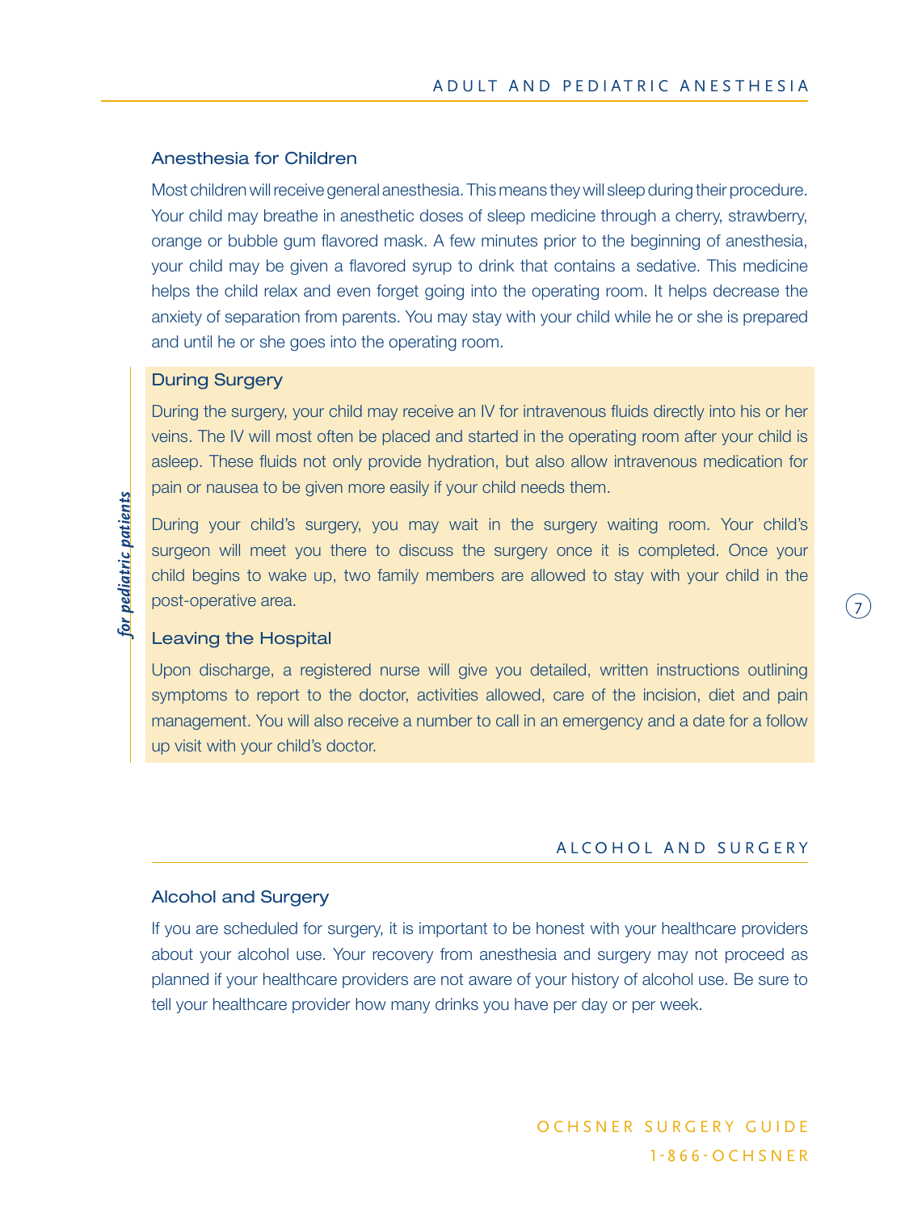## Anesthesia for Children

Most children will receive general anesthesia. This means they will sleep during their procedure. Your child may breathe in anesthetic doses of sleep medicine through a cherry, strawberry, orange or bubble gum flavored mask. A few minutes prior to the beginning of anesthesia, your child may be given a flavored syrup to drink that contains a sedative. This medicine helps the child relax and even forget going into the operating room. It helps decrease the anxiety of separation from parents. You may stay with your child while he or she is prepared and until he or she goes into the operating room.

*for pediatric patients*

### During Surgery

During the surgery, your child may receive an IV for intravenous fluids directly into his or her veins. The IV will most often be placed and started in the operating room after your child is asleep. These fluids not only provide hydration, but also allow intravenous medication for pain or nausea to be given more easily if your child needs them.

During your child's surgery, you may wait in the surgery waiting room. Your child's surgeon will meet you there to discuss the surgery once it is completed. Once your child begins to wake up, two family members are allowed to stay with your child in the post-operative area.

### Leaving the Hospital

Upon discharge, a registered nurse will give you detailed, written instructions outlining symptoms to report to the doctor, activities allowed, care of the incision, diet and pain management. You will also receive a number to call in an emergency and a date for a follow up visit with your child's doctor.

# ALCOHOL AND SURGERY

## Alcohol and Surgery

If you are scheduled for surgery, it is important to be honest with your healthcare providers about your alcohol use. Your recovery from anesthesia and surgery may not proceed as planned if your healthcare providers are not aware of your history of alcohol use. Be sure to tell your healthcare provider how many drinks you have per day or per week.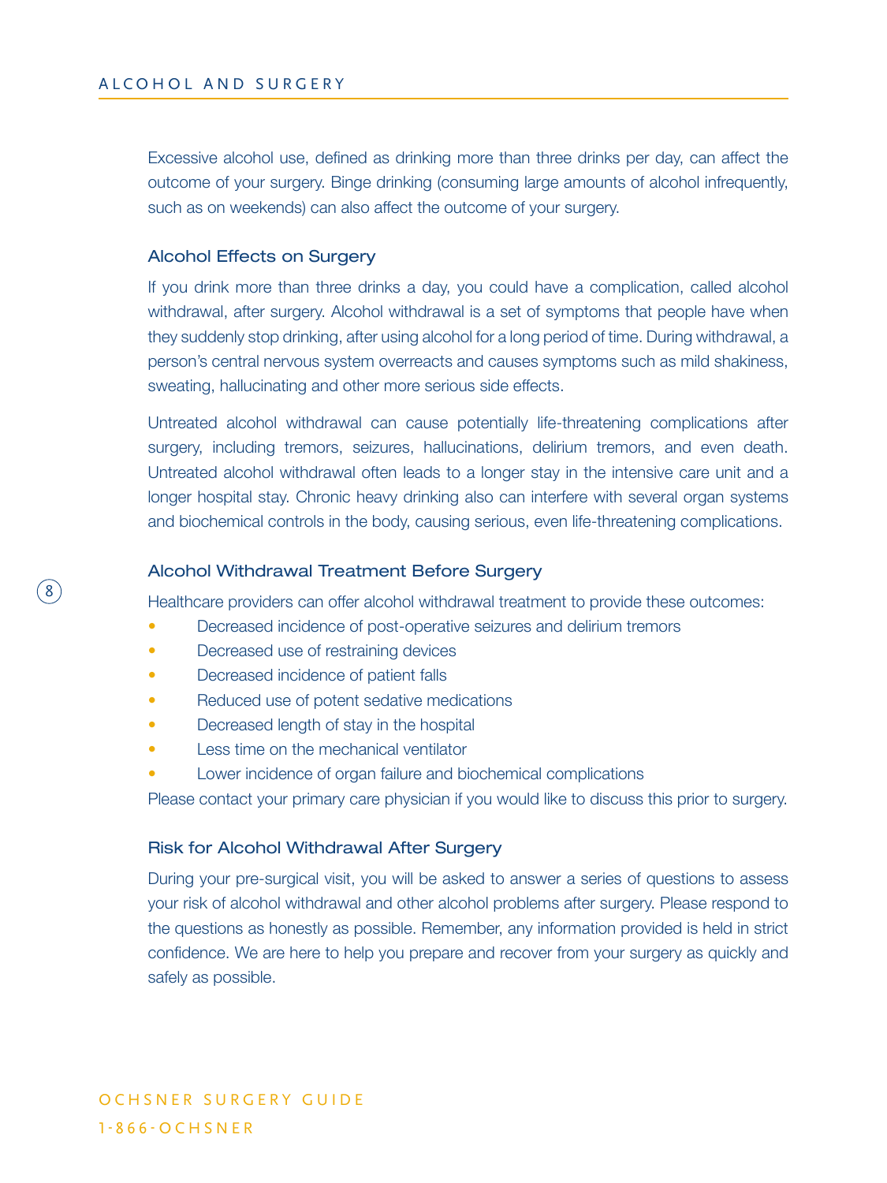# ALCOHOL AND SURGERY

Excessive alcohol use, defined as drinking more than three drinks per day, can affect the outcome of your surgery. Binge drinking (consuming large amounts of alcohol infrequently, such as on weekends) can also affect the outcome of your surgery.

### Alcohol Effects on Surgery

If you drink more than three drinks a day, you could have a complication, called alcohol withdrawal, after surgery. Alcohol withdrawal is a set of symptoms that people have when they suddenly stop drinking, after using alcohol for a long period of time. During withdrawal, a person's central nervous system overreacts and causes symptoms such as mild shakiness, sweating, hallucinating and other more serious side effects.

Untreated alcohol withdrawal can cause potentially life-threatening complications after surgery, including tremors, seizures, hallucinations, delirium tremors, and even death. Untreated alcohol withdrawal often leads to a longer stay in the intensive care unit and a longer hospital stay. Chronic heavy drinking also can interfere with several organ systems and biochemical controls in the body, causing serious, even life-threatening complications.

### Alcohol Withdrawal Treatment Before Surgery

Healthcare providers can offer alcohol withdrawal treatment to provide these outcomes:

- Decreased incidence of post-operative seizures and delirium tremors
- Decreased use of restraining devices
- Decreased incidence of patient falls
- Reduced use of potent sedative medications
- Decreased length of stay in the hospital
- Less time on the mechanical ventilator
- Lower incidence of organ failure and biochemical complications

Please contact your primary care physician if you would like to discuss this prior to surgery.

### Risk for Alcohol Withdrawal After Surgery

During your pre-surgical visit, you will be asked to answer a series of questions to assess your risk of alcohol withdrawal and other alcohol problems after surgery. Please respond to the questions as honestly as possible. Remember, any information provided is held in strict confidence. We are here to help you prepare and recover from your surgery as quickly and safely as possible.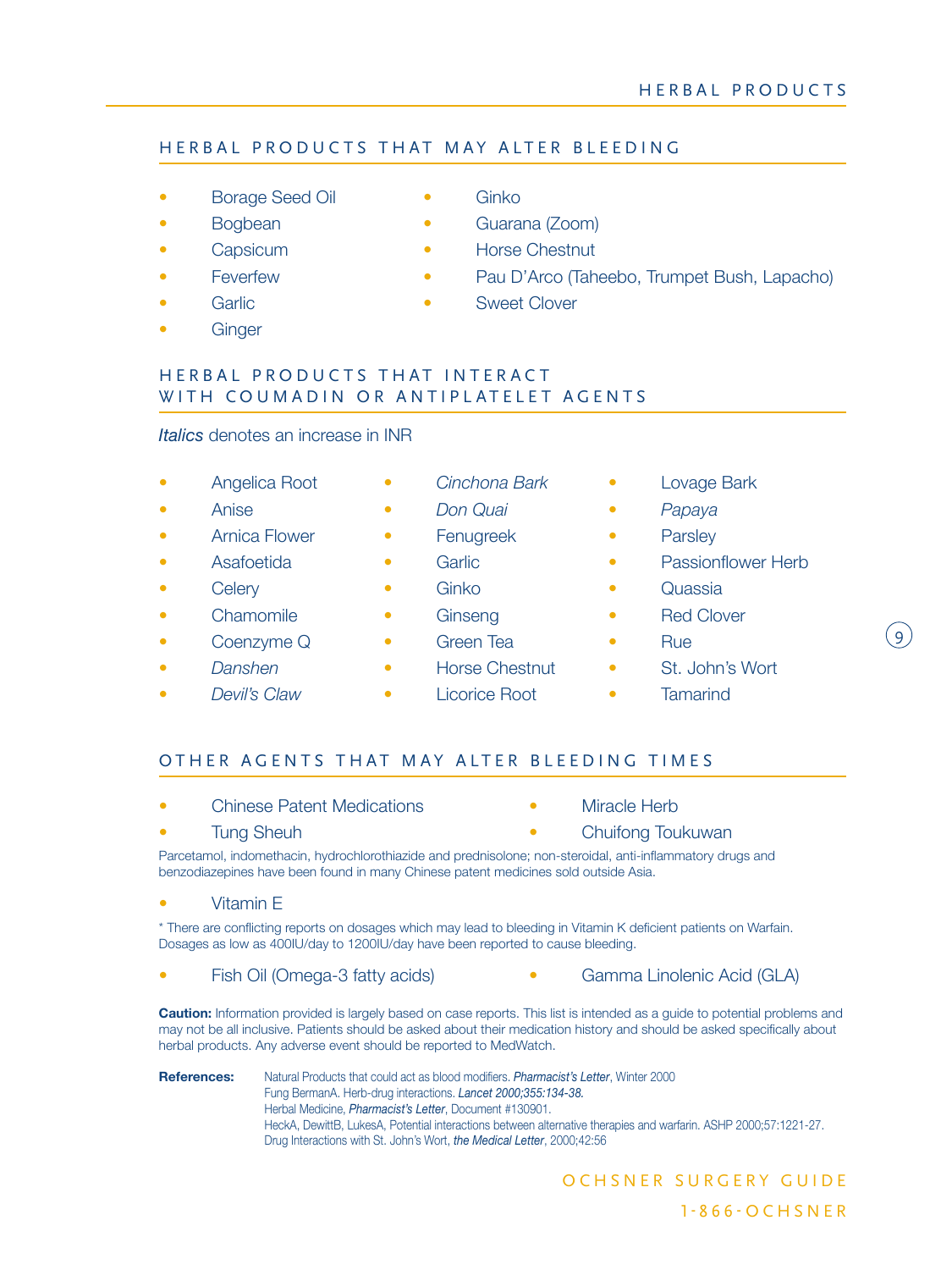## HERBAL PRODUCTS THAT MAY ALTER BLEEDING

- Borage Seed Oil
- Bogbean
- Capsicum
- Feverfew
- Garlic
- Ginger
- Ginko
- Guarana (Zoom)
- Horse Chestnut
- Pau D'Arco (Taheebo, Trumpet Bush, Lapacho)
- Sweet Clover

## HERBAL PRODUCTS THAT INTERACT WITH COUMADIN OR ANTIPLATELET AGENTS

*Italics* denotes an increase in INR

- Angelica Root
- Anise
- Arnica Flower
- Asafoetida
- Celery
- Chamomile
- Coenzyme Q
- *Danshen*
- *Devil's Claw*
- *Cinchona Bark*
- *Don Quai*
- Fenugreek
- Garlic
- Ginko
- Ginseng
- Green Tea
- Horse Chestnut
- Licorice Root
- Lovage Bark
- *Papaya*
- Parsley
- Passionflower Herb
- Quassia
- Red Clover
- Rue
- St. John's Wort
- Tamarind

## OTHER AGENTS THAT MAY ALTER BLEEDING TIMES

- Chinese Patent Medications
- Tung Sheuh
- Miracle Herb
- Chuifong Toukuwan

Parcetamol, indomethacin, hydrochlorothiazide and prednisolone; non-steroidal, anti-inflammatory drugs and benzodiazepines have been found in many Chinese patent medicines sold outside Asia.

- Vitamin E

\* There are conflicting reports on dosages which may lead to bleeding in Vitamin K deficient patients on Warfain. Dosages as low as 400IU/day to 1200IU/day have been reported to cause bleeding.

- Fish Oil (Omega-3 fatty acids)
- Gamma Linolenic Acid (GLA)

**Caution:** Information provided is largely based on case reports. This list is intended as a guide to potential problems and may not be all inclusive. Patients should be asked about their medication history and should be asked specifically about herbal products. Any adverse event should be reported to MedWatch.

**References:**
Natural Products that could act as blood modifiers. *Pharmacist's Letter*, Winter 2000
Fung BermanA. Herb-drug interactions. *Lancet 2000;355:134-38.*
Herbal Medicine, *Pharmacist's Letter*, Document #130901.
HeckA, DewittB, LukesA, Potential interactions between alternative therapies and warfarin. ASHP 2000;57:1221-27.
Drug Interactions with St. John's Wort, *the Medical Letter*, 2000;42:56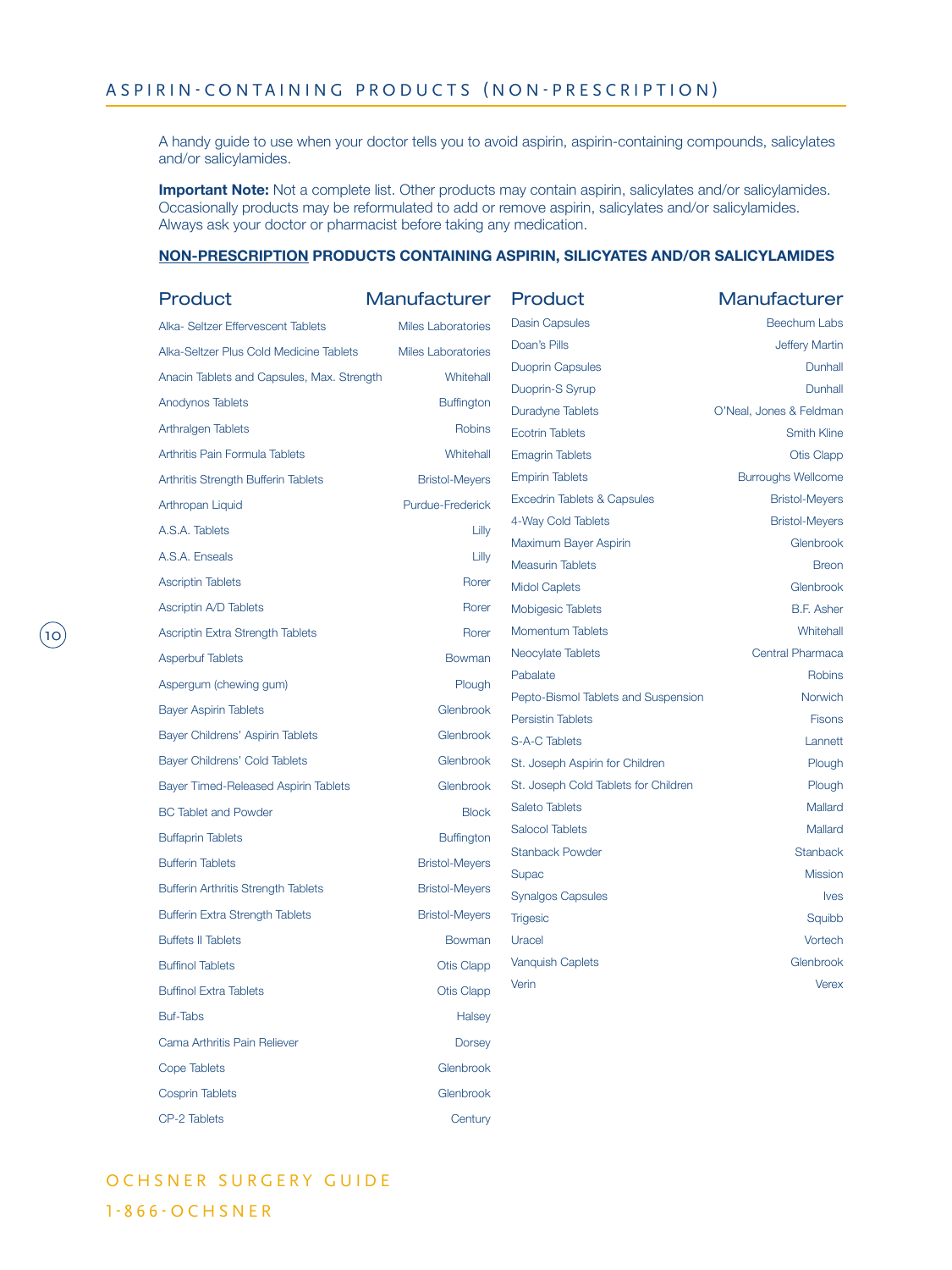## ASPIRIN-CONTAINING PRODUCTS (NON-PRESCRIPTION)

A handy guide to use when your doctor tells you to avoid aspirin, aspirin-containing compounds, salicylates and/or salicylamides.

**Important Note:** Not a complete list. Other products may contain aspirin, salicylates and/or salicylamides. Occasionally products may be reformulated to add or remove aspirin, salicylates and/or salicylamides. Always ask your doctor or pharmacist before taking any medication.

**NON-PRESCRIPTION PRODUCTS CONTAINING ASPIRIN, SILICYATES AND/OR SALICYLAMIDES**

| Product | Manufacturer |
|---|---|
| Alka- Seltzer Effervescent Tablets | Miles Laboratories |
| Alka-Seltzer Plus Cold Medicine Tablets | Miles Laboratories |
| Anacin Tablets and Capsules, Max. Strength | Whitehall |
| Anodynos Tablets | Buffington |
| Arthralgen Tablets | Robins |
| Arthritis Pain Formula Tablets | Whitehall |
| Arthritis Strength Bufferin Tablets | Bristol-Meyers |
| Arthropan Liquid | Purdue-Frederick |
| A.S.A. Tablets | Lilly |
| A.S.A. Enseals | Lilly |
| Ascriptin Tablets | Rorer |
| Ascriptin A/D Tablets | Rorer |
| Ascriptin Extra Strength Tablets | Rorer |
| Asperbuf Tablets | Bowman |
| Aspergum (chewing gum) | Plough |
| Bayer Aspirin Tablets | Glenbrook |
| Bayer Childrens' Aspirin Tablets | Glenbrook |
| Bayer Childrens' Cold Tablets | Glenbrook |
| Bayer Timed-Released Aspirin Tablets | Glenbrook |
| BC Tablet and Powder | Block |
| Buffaprin Tablets | Buffington |
| Bufferin Tablets | Bristol-Meyers |
| Bufferin Arthritis Strength Tablets | Bristol-Meyers |
| Bufferin Extra Strength Tablets | Bristol-Meyers |
| Buffets II Tablets | Bowman |
| Buffinol Tablets | Otis Clapp |
| Buffinol Extra Tablets | Otis Clapp |
| Buf-Tabs | Halsey |
| Cama Arthritis Pain Reliever | Dorsey |
| Cope Tablets | Glenbrook |
| Cosprin Tablets | Glenbrook |
| CP-2 Tablets | Century |
| Dasin Capsules | Beechum Labs |
| Doan's Pills | Jeffery Martin |
| Duoprin Capsules | Dunhall |
| Duoprin-S Syrup | Dunhall |
| Duradyne Tablets | O'Neal, Jones & Feldman |
| Ecotrin Tablets | Smith Kline |
| Emagrin Tablets | Otis Clapp |
| Empirin Tablets | Burroughs Wellcome |
| Excedrin Tablets & Capsules | Bristol-Meyers |
| 4-Way Cold Tablets | Bristol-Meyers |
| Maximum Bayer Aspirin | Glenbrook |
| Measurin Tablets | Breon |
| Midol Caplets | Glenbrook |
| Mobigesic Tablets | B.F. Asher |
| Momentum Tablets | Whitehall |
| Neocylate Tablets | Central Pharmaca |
| Pabalate | Robins |
| Pepto-Bismol Tablets and Suspension | Norwich |
| Persistin Tablets | Fisons |
| S-A-C Tablets | Lannett |
| St. Joseph Aspirin for Children | Plough |
| St. Joseph Cold Tablets for Children | Plough |
| Saleto Tablets | Mallard |
| Salocol Tablets | Mallard |
| Stanback Powder | Stanback |
| Supac | Mission |
| Synalgos Capsules | Ives |
| Trigesic | Squibb |
| Uracel | Vortech |
| Vanquish Caplets | Glenbrook |
| Verin | Verex |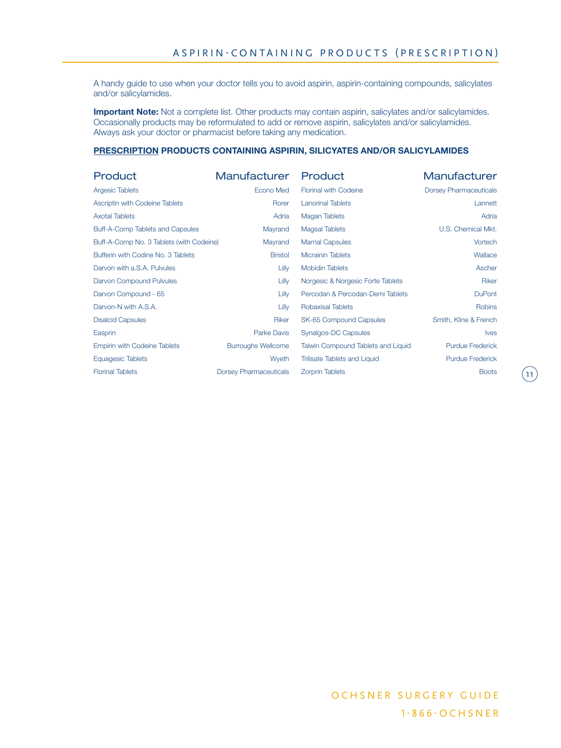# ASPIRIN-CONTAINING PRODUCTS (PRESCRIPTION)

A handy guide to use when your doctor tells you to avoid aspirin, aspirin-containing compounds, salicylates and/or salicylamides.

**Important Note:** Not a complete list. Other products may contain aspirin, salicylates and/or salicylamides. Occasionally products may be reformulated to add or remove aspirin, salicylates and/or salicylamides. Always ask your doctor or pharmacist before taking any medication.

**PRESCRIPTION PRODUCTS CONTAINING ASPIRIN, SILICYATES AND/OR SALICYLAMIDES**

| Product | Manufacturer |
|---|---|
| Argesic Tablets | Econo Med |
| Ascriptin with Codeine Tablets | Rorer |
| Axotal Tablets | Adria |
| Buff-A-Comp Tablets and Capsules | Mayrand |
| Buff-A-Comp No. 3 Tablets (with Codeine) | Mayrand |
| Bufferin with Codine No. 3 Tablets | Bristol |
| Darvon with a.S.A. Pulvules | Lilly |
| Darvon Compound Pulvules | Lilly |
| Darvon Compound - 65 | Lilly |
| Darvon-N with A.S.A. | Lilly |
| Disalcid Capsules | Riker |
| Easprin | Parke Davis |
| Empirin with Codeine Tablets | Burroughs Wellcome |
| Equagesic Tablets | Wyeth |
| Florinal Tablets | Dorsey Pharmaceuticals |
| Florinal with Codeine | Dorsey Pharmaceuticals |
| Lanorinal Tablets | Lannett |
| Magan Tablets | Adria |
| Magsal Tablets | U.S. Chemical Mkt. |
| Marnal Capsules | Vortech |
| Micrainin Tablets | Wallace |
| Mobidin Tablets | Ascher |
| Norgesic & Norgesic Forte Tablets | Riker |
| Percodan & Percodan-Demi Tablets | DuPont |
| Robaxisal Tablets | Robins |
| SK-65 Compound Capsules | Smith, Kline & French |
| Synalgos-DC Capsules | Ives |
| Talwin Compound Tablets and Liquid | Purdue Frederick |
| Trilisate Tablets and Liquid | Purdue Frederick |
| Zorprin Tablets | Boots |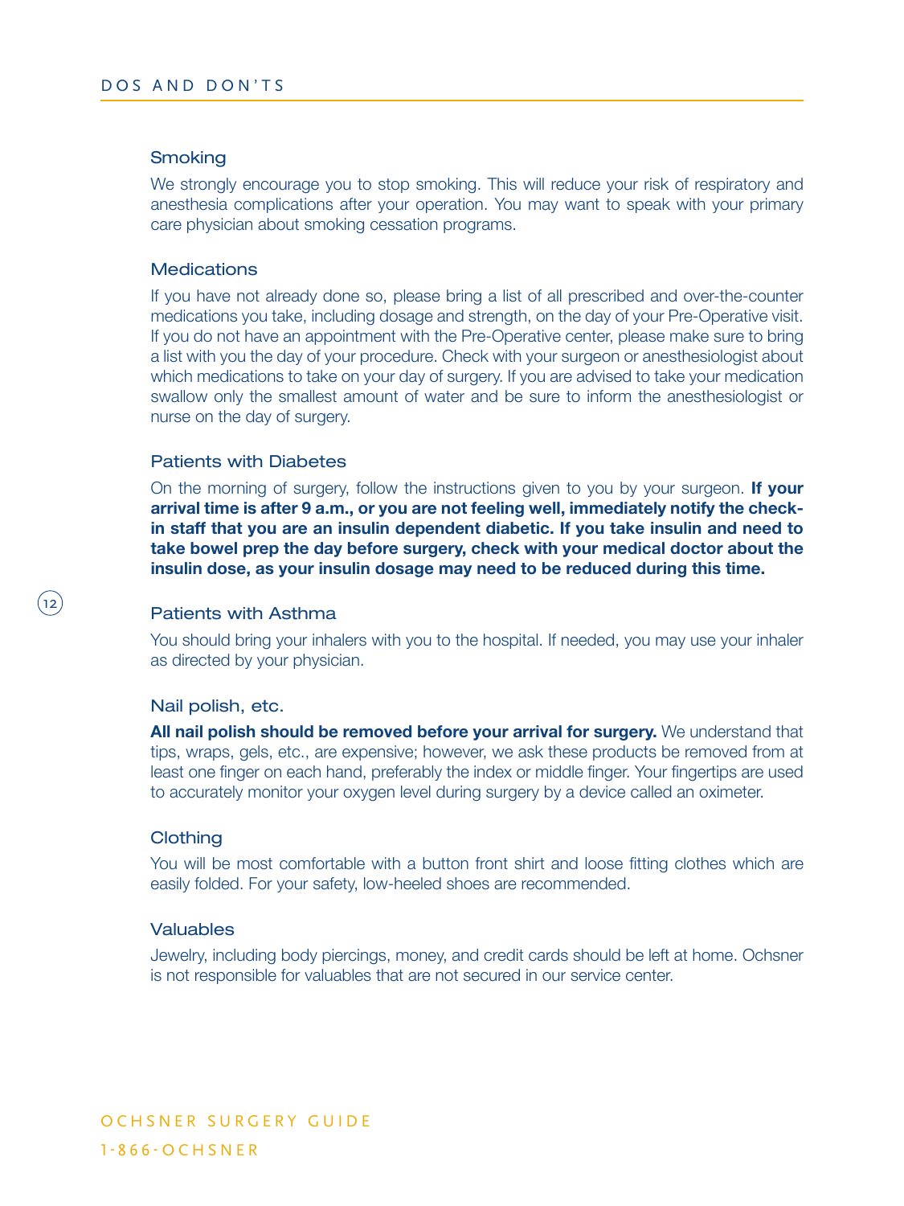# DOS AND DON'TS

## Smoking

We strongly encourage you to stop smoking. This will reduce your risk of respiratory and anesthesia complications after your operation. You may want to speak with your primary care physician about smoking cessation programs.

## Medications

If you have not already done so, please bring a list of all prescribed and over-the-counter medications you take, including dosage and strength, on the day of your Pre-Operative visit. If you do not have an appointment with the Pre-Operative center, please make sure to bring a list with you the day of your procedure. Check with your surgeon or anesthesiologist about which medications to take on your day of surgery. If you are advised to take your medication swallow only the smallest amount of water and be sure to inform the anesthesiologist or nurse on the day of surgery.

## Patients with Diabetes

On the morning of surgery, follow the instructions given to you by your surgeon. **If your arrival time is after 9 a.m., or you are not feeling well, immediately notify the check-in staff that you are an insulin dependent diabetic. If you take insulin and need to take bowel prep the day before surgery, check with your medical doctor about the insulin dose, as your insulin dosage may need to be reduced during this time.**

## Patients with Asthma

You should bring your inhalers with you to the hospital. If needed, you may use your inhaler as directed by your physician.

## Nail polish, etc.

**All nail polish should be removed before your arrival for surgery.** We understand that tips, wraps, gels, etc., are expensive; however, we ask these products be removed from at least one finger on each hand, preferably the index or middle finger. Your fingertips are used to accurately monitor your oxygen level during surgery by a device called an oximeter.

## Clothing

You will be most comfortable with a button front shirt and loose fitting clothes which are easily folded. For your safety, low-heeled shoes are recommended.

## Valuables

Jewelry, including body piercings, money, and credit cards should be left at home. Ochsner is not responsible for valuables that are not secured in our service center.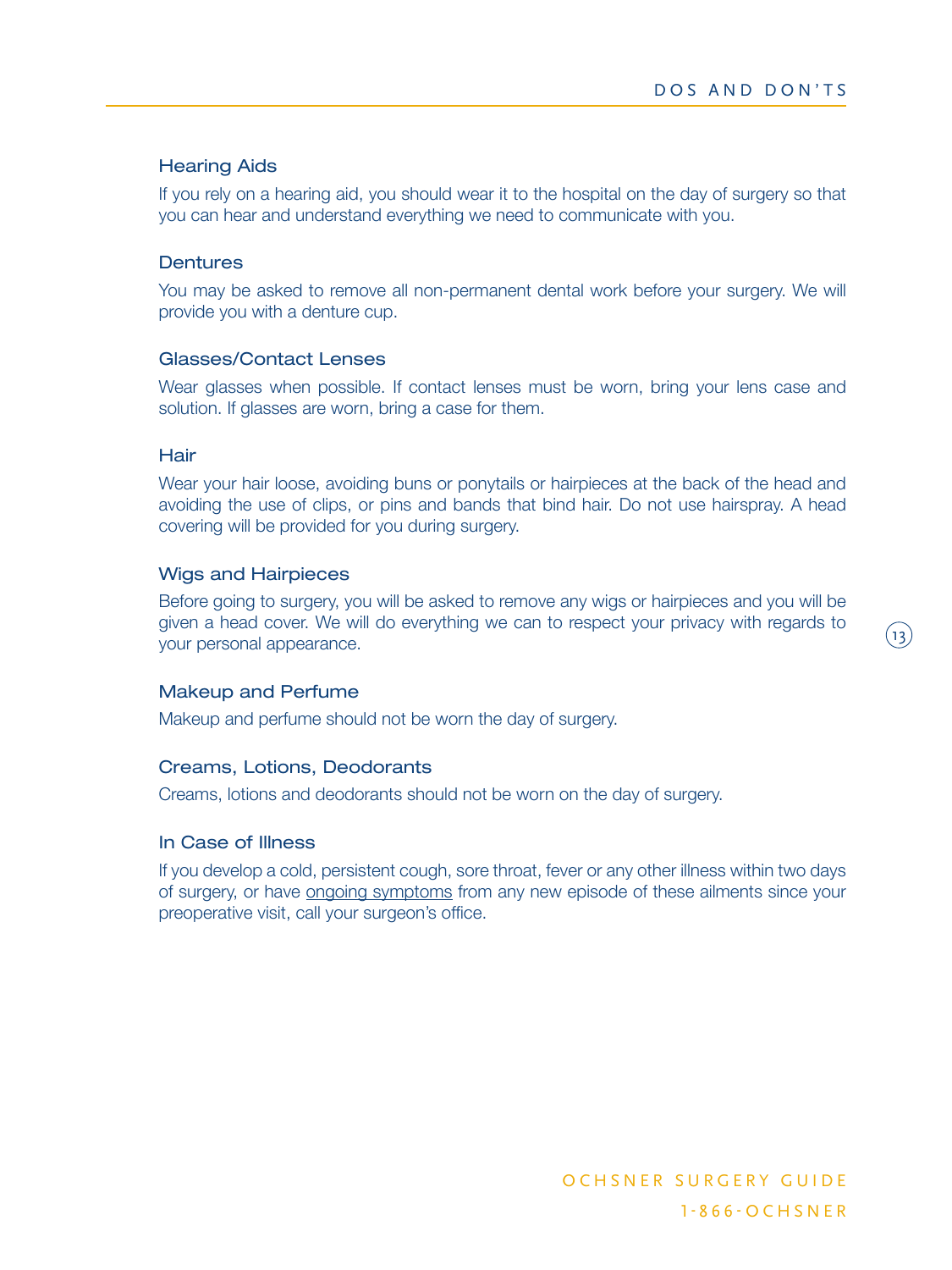### Hearing Aids

If you rely on a hearing aid, you should wear it to the hospital on the day of surgery so that you can hear and understand everything we need to communicate with you.

### Dentures

You may be asked to remove all non-permanent dental work before your surgery. We will provide you with a denture cup.

### Glasses/Contact Lenses

Wear glasses when possible. If contact lenses must be worn, bring your lens case and solution. If glasses are worn, bring a case for them.

### Hair

Wear your hair loose, avoiding buns or ponytails or hairpieces at the back of the head and avoiding the use of clips, or pins and bands that bind hair. Do not use hairspray. A head covering will be provided for you during surgery.

### Wigs and Hairpieces

Before going to surgery, you will be asked to remove any wigs or hairpieces and you will be given a head cover. We will do everything we can to respect your privacy with regards to your personal appearance.

### Makeup and Perfume

Makeup and perfume should not be worn the day of surgery.

### Creams, Lotions, Deodorants

Creams, lotions and deodorants should not be worn on the day of surgery.

### In Case of Illness

If you develop a cold, persistent cough, sore throat, fever or any other illness within two days of surgery, or have ongoing symptoms from any new episode of these ailments since your preoperative visit, call your surgeon's office.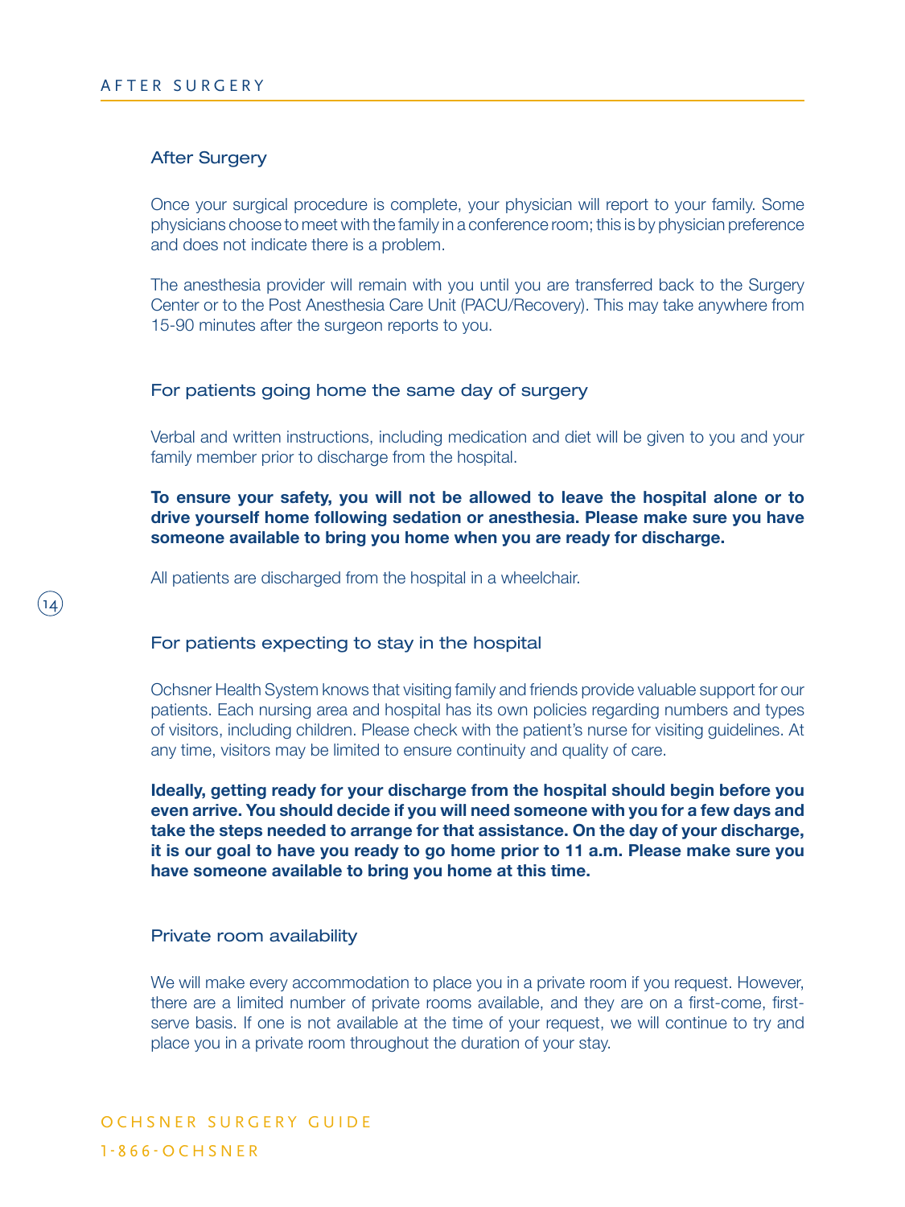## After Surgery

Once your surgical procedure is complete, your physician will report to your family. Some physicians choose to meet with the family in a conference room; this is by physician preference and does not indicate there is a problem.

The anesthesia provider will remain with you until you are transferred back to the Surgery Center or to the Post Anesthesia Care Unit (PACU/Recovery). This may take anywhere from 15-90 minutes after the surgeon reports to you.

## For patients going home the same day of surgery

Verbal and written instructions, including medication and diet will be given to you and your family member prior to discharge from the hospital.

**To ensure your safety, you will not be allowed to leave the hospital alone or to drive yourself home following sedation or anesthesia. Please make sure you have someone available to bring you home when you are ready for discharge.**

All patients are discharged from the hospital in a wheelchair.

## For patients expecting to stay in the hospital

Ochsner Health System knows that visiting family and friends provide valuable support for our patients. Each nursing area and hospital has its own policies regarding numbers and types of visitors, including children. Please check with the patient's nurse for visiting guidelines. At any time, visitors may be limited to ensure continuity and quality of care.

**Ideally, getting ready for your discharge from the hospital should begin before you even arrive. You should decide if you will need someone with you for a few days and take the steps needed to arrange for that assistance. On the day of your discharge, it is our goal to have you ready to go home prior to 11 a.m. Please make sure you have someone available to bring you home at this time.**

## Private room availability

We will make every accommodation to place you in a private room if you request. However, there are a limited number of private rooms available, and they are on a first-come, first-serve basis. If one is not available at the time of your request, we will continue to try and place you in a private room throughout the duration of your stay.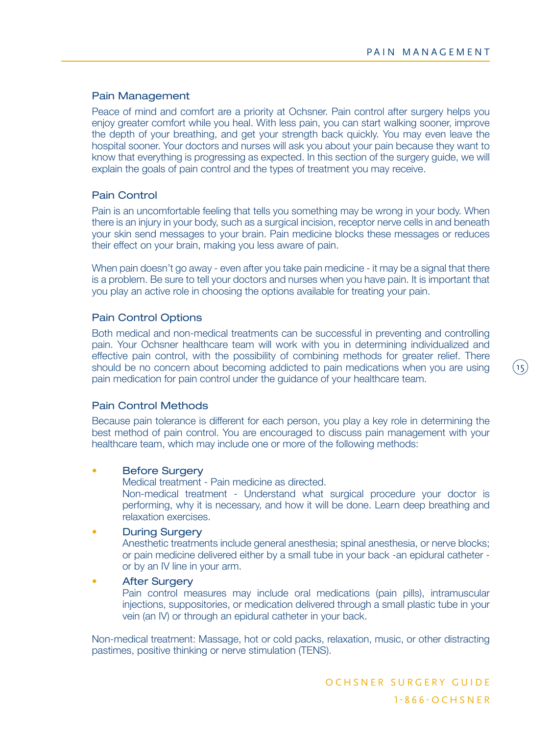## Pain Management

Peace of mind and comfort are a priority at Ochsner. Pain control after surgery helps you enjoy greater comfort while you heal. With less pain, you can start walking sooner, improve the depth of your breathing, and get your strength back quickly. You may even leave the hospital sooner. Your doctors and nurses will ask you about your pain because they want to know that everything is progressing as expected. In this section of the surgery guide, we will explain the goals of pain control and the types of treatment you may receive.

## Pain Control

Pain is an uncomfortable feeling that tells you something may be wrong in your body. When there is an injury in your body, such as a surgical incision, receptor nerve cells in and beneath your skin send messages to your brain. Pain medicine blocks these messages or reduces their effect on your brain, making you less aware of pain.

When pain doesn't go away - even after you take pain medicine - it may be a signal that there is a problem. Be sure to tell your doctors and nurses when you have pain. It is important that you play an active role in choosing the options available for treating your pain.

## Pain Control Options

Both medical and non-medical treatments can be successful in preventing and controlling pain. Your Ochsner healthcare team will work with you in determining individualized and effective pain control, with the possibility of combining methods for greater relief. There should be no concern about becoming addicted to pain medications when you are using pain medication for pain control under the guidance of your healthcare team.

## Pain Control Methods

Because pain tolerance is different for each person, you play a key role in determining the best method of pain control. You are encouraged to discuss pain management with your healthcare team, which may include one or more of the following methods:

- **Before Surgery**
  Medical treatment - Pain medicine as directed.
  Non-medical treatment - Understand what surgical procedure your doctor is performing, why it is necessary, and how it will be done. Learn deep breathing and relaxation exercises.
- **During Surgery**
  Anesthetic treatments include general anesthesia; spinal anesthesia, or nerve blocks; or pain medicine delivered either by a small tube in your back -an epidural catheter - or by an IV line in your arm.
- **After Surgery**
  Pain control measures may include oral medications (pain pills), intramuscular injections, suppositories, or medication delivered through a small plastic tube in your vein (an IV) or through an epidural catheter in your back.

Non-medical treatment: Massage, hot or cold packs, relaxation, music, or other distracting pastimes, positive thinking or nerve stimulation (TENS).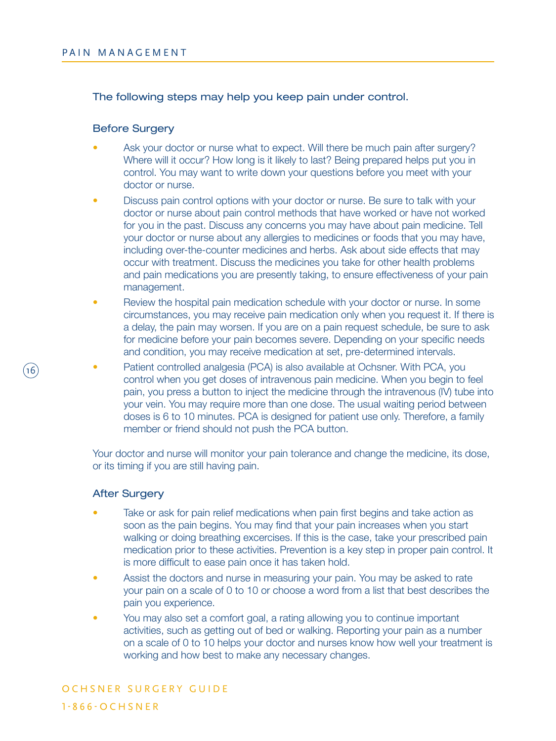The following steps may help you keep pain under control.

### Before Surgery

- Ask your doctor or nurse what to expect. Will there be much pain after surgery? Where will it occur? How long is it likely to last? Being prepared helps put you in control. You may want to write down your questions before you meet with your doctor or nurse.
- Discuss pain control options with your doctor or nurse. Be sure to talk with your doctor or nurse about pain control methods that have worked or have not worked for you in the past. Discuss any concerns you may have about pain medicine. Tell your doctor or nurse about any allergies to medicines or foods that you may have, including over-the-counter medicines and herbs. Ask about side effects that may occur with treatment. Discuss the medicines you take for other health problems and pain medications you are presently taking, to ensure effectiveness of your pain management.
- Review the hospital pain medication schedule with your doctor or nurse. In some circumstances, you may receive pain medication only when you request it. If there is a delay, the pain may worsen. If you are on a pain request schedule, be sure to ask for medicine before your pain becomes severe. Depending on your specific needs and condition, you may receive medication at set, pre-determined intervals.
- Patient controlled analgesia (PCA) is also available at Ochsner. With PCA, you control when you get doses of intravenous pain medicine. When you begin to feel pain, you press a button to inject the medicine through the intravenous (IV) tube into your vein. You may require more than one dose. The usual waiting period between doses is 6 to 10 minutes. PCA is designed for patient use only. Therefore, a family member or friend should not push the PCA button.

Your doctor and nurse will monitor your pain tolerance and change the medicine, its dose, or its timing if you are still having pain.

### After Surgery

- Take or ask for pain relief medications when pain first begins and take action as soon as the pain begins. You may find that your pain increases when you start walking or doing breathing excercises. If this is the case, take your prescribed pain medication prior to these activities. Prevention is a key step in proper pain control. It is more difficult to ease pain once it has taken hold.
- Assist the doctors and nurse in measuring your pain. You may be asked to rate your pain on a scale of 0 to 10 or choose a word from a list that best describes the pain you experience.
- You may also set a comfort goal, a rating allowing you to continue important activities, such as getting out of bed or walking. Reporting your pain as a number on a scale of 0 to 10 helps your doctor and nurses know how well your treatment is working and how best to make any necessary changes.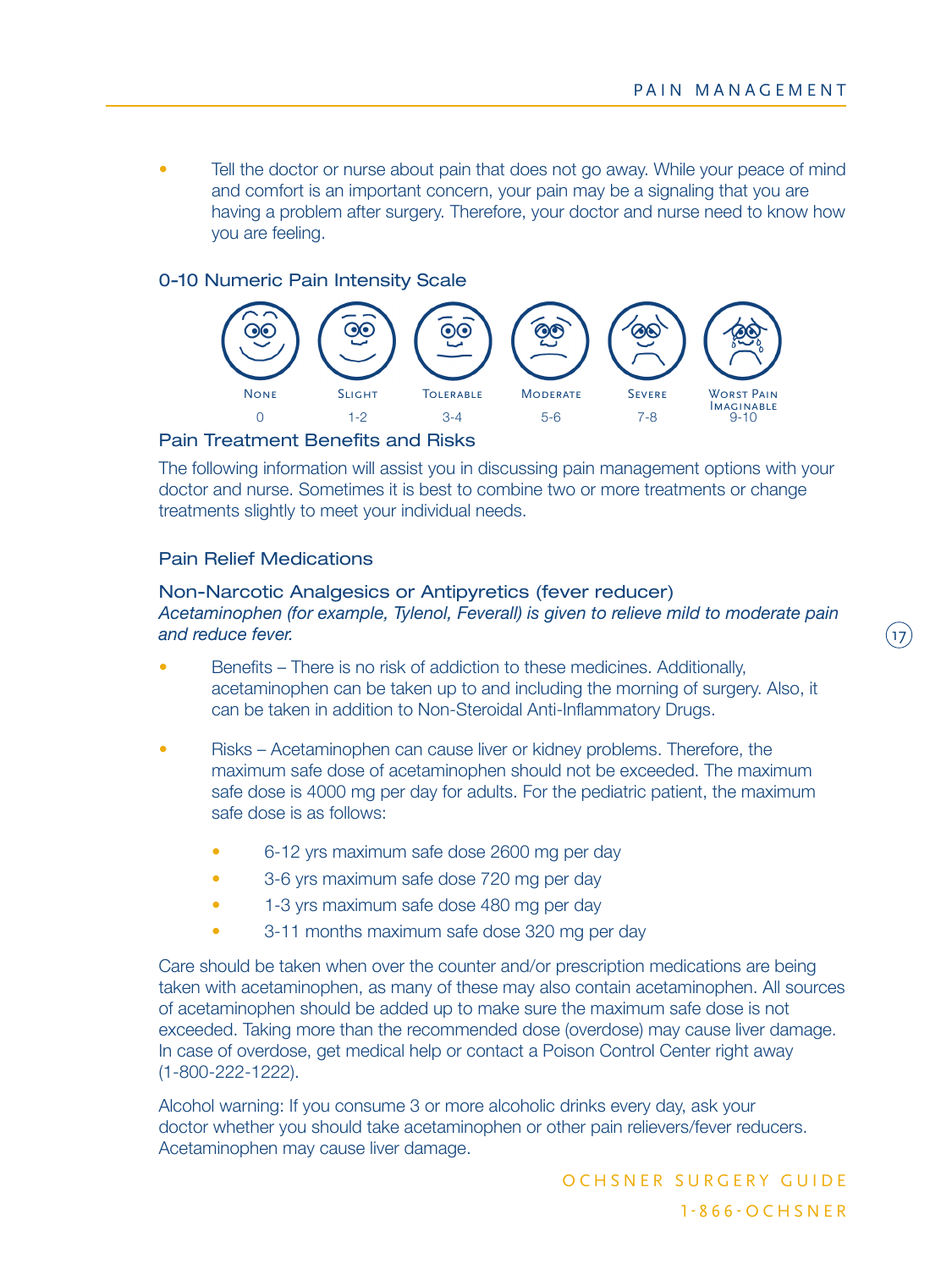- Tell the doctor or nurse about pain that does not go away. While your peace of mind and comfort is an important concern, your pain may be a signaling that you are having a problem after surgery. Therefore, your doctor and nurse need to know how you are feeling.

## 0-10 Numeric Pain Intensity Scale

| None | Slight | Tolerable | Moderate | Severe | Worst Pain Imaginable |
|---|---|---|---|---|---|
| 0 | 1-2 | 3-4 | 5-6 | 7-8 | 9-10 |

## Pain Treatment Benefits and Risks

The following information will assist you in discussing pain management options with your doctor and nurse. Sometimes it is best to combine two or more treatments or change treatments slightly to meet your individual needs.

## Pain Relief Medications

### Non-Narcotic Analgesics or Antipyretics (fever reducer)

*Acetaminophen (for example, Tylenol, Feverall) is given to relieve mild to moderate pain and reduce fever.*

- Benefits – There is no risk of addiction to these medicines. Additionally, acetaminophen can be taken up to and including the morning of surgery. Also, it can be taken in addition to Non-Steroidal Anti-Inflammatory Drugs.
- Risks – Acetaminophen can cause liver or kidney problems. Therefore, the maximum safe dose of acetaminophen should not be exceeded. The maximum safe dose is 4000 mg per day for adults. For the pediatric patient, the maximum safe dose is as follows:
  - 6-12 yrs maximum safe dose 2600 mg per day
  - 3-6 yrs maximum safe dose 720 mg per day
  - 1-3 yrs maximum safe dose 480 mg per day
  - 3-11 months maximum safe dose 320 mg per day

Care should be taken when over the counter and/or prescription medications are being taken with acetaminophen, as many of these may also contain acetaminophen. All sources of acetaminophen should be added up to make sure the maximum safe dose is not exceeded. Taking more than the recommended dose (overdose) may cause liver damage. In case of overdose, get medical help or contact a Poison Control Center right away (1-800-222-1222).

Alcohol warning: If you consume 3 or more alcoholic drinks every day, ask your doctor whether you should take acetaminophen or other pain relievers/fever reducers. Acetaminophen may cause liver damage.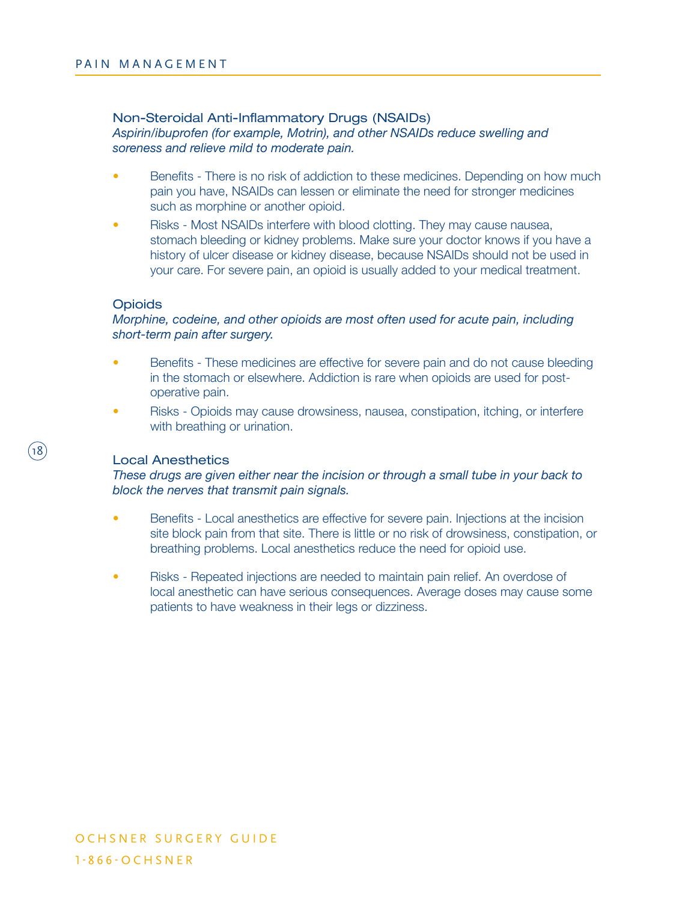### Non-Steroidal Anti-Inflammatory Drugs (NSAIDs)

*Aspirin/ibuprofen (for example, Motrin), and other NSAIDs reduce swelling and soreness and relieve mild to moderate pain.*

- Benefits - There is no risk of addiction to these medicines. Depending on how much pain you have, NSAIDs can lessen or eliminate the need for stronger medicines such as morphine or another opioid.
- Risks - Most NSAIDs interfere with blood clotting. They may cause nausea, stomach bleeding or kidney problems. Make sure your doctor knows if you have a history of ulcer disease or kidney disease, because NSAIDs should not be used in your care. For severe pain, an opioid is usually added to your medical treatment.

### Opioids

*Morphine, codeine, and other opioids are most often used for acute pain, including short-term pain after surgery.*

- Benefits - These medicines are effective for severe pain and do not cause bleeding in the stomach or elsewhere. Addiction is rare when opioids are used for post-operative pain.
- Risks - Opioids may cause drowsiness, nausea, constipation, itching, or interfere with breathing or urination.

### Local Anesthetics

*These drugs are given either near the incision or through a small tube in your back to block the nerves that transmit pain signals.*

- Benefits - Local anesthetics are effective for severe pain. Injections at the incision site block pain from that site. There is little or no risk of drowsiness, constipation, or breathing problems. Local anesthetics reduce the need for opioid use.
- Risks - Repeated injections are needed to maintain pain relief. An overdose of local anesthetic can have serious consequences. Average doses may cause some patients to have weakness in their legs or dizziness.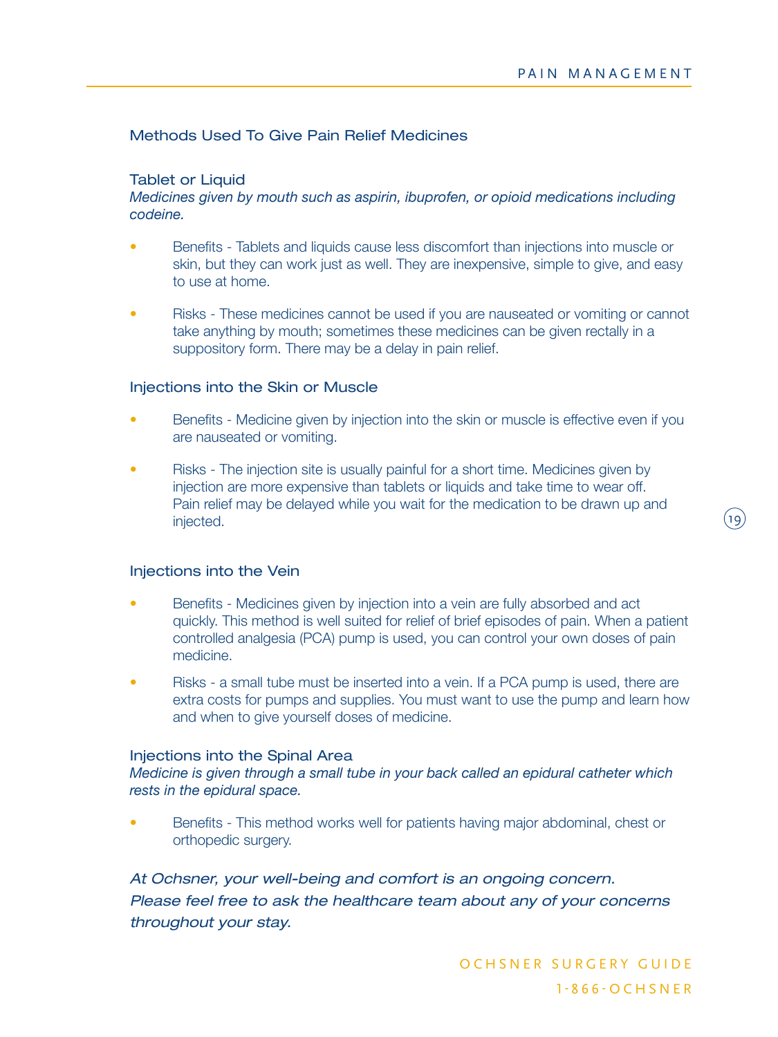## Methods Used To Give Pain Relief Medicines

### Tablet or Liquid

*Medicines given by mouth such as aspirin, ibuprofen, or opioid medications including codeine.*

- Benefits - Tablets and liquids cause less discomfort than injections into muscle or skin, but they can work just as well. They are inexpensive, simple to give, and easy to use at home.
- Risks - These medicines cannot be used if you are nauseated or vomiting or cannot take anything by mouth; sometimes these medicines can be given rectally in a suppository form. There may be a delay in pain relief.

### Injections into the Skin or Muscle

- Benefits - Medicine given by injection into the skin or muscle is effective even if you are nauseated or vomiting.
- Risks - The injection site is usually painful for a short time. Medicines given by injection are more expensive than tablets or liquids and take time to wear off. Pain relief may be delayed while you wait for the medication to be drawn up and injected.

### Injections into the Vein

- Benefits - Medicines given by injection into a vein are fully absorbed and act quickly. This method is well suited for relief of brief episodes of pain. When a patient controlled analgesia (PCA) pump is used, you can control your own doses of pain medicine.
- Risks - a small tube must be inserted into a vein. If a PCA pump is used, there are extra costs for pumps and supplies. You must want to use the pump and learn how and when to give yourself doses of medicine.

### Injections into the Spinal Area

*Medicine is given through a small tube in your back called an epidural catheter which rests in the epidural space.*

- Benefits - This method works well for patients having major abdominal, chest or orthopedic surgery.

*At Ochsner, your well-being and comfort is an ongoing concern. Please feel free to ask the healthcare team about any of your concerns throughout your stay.*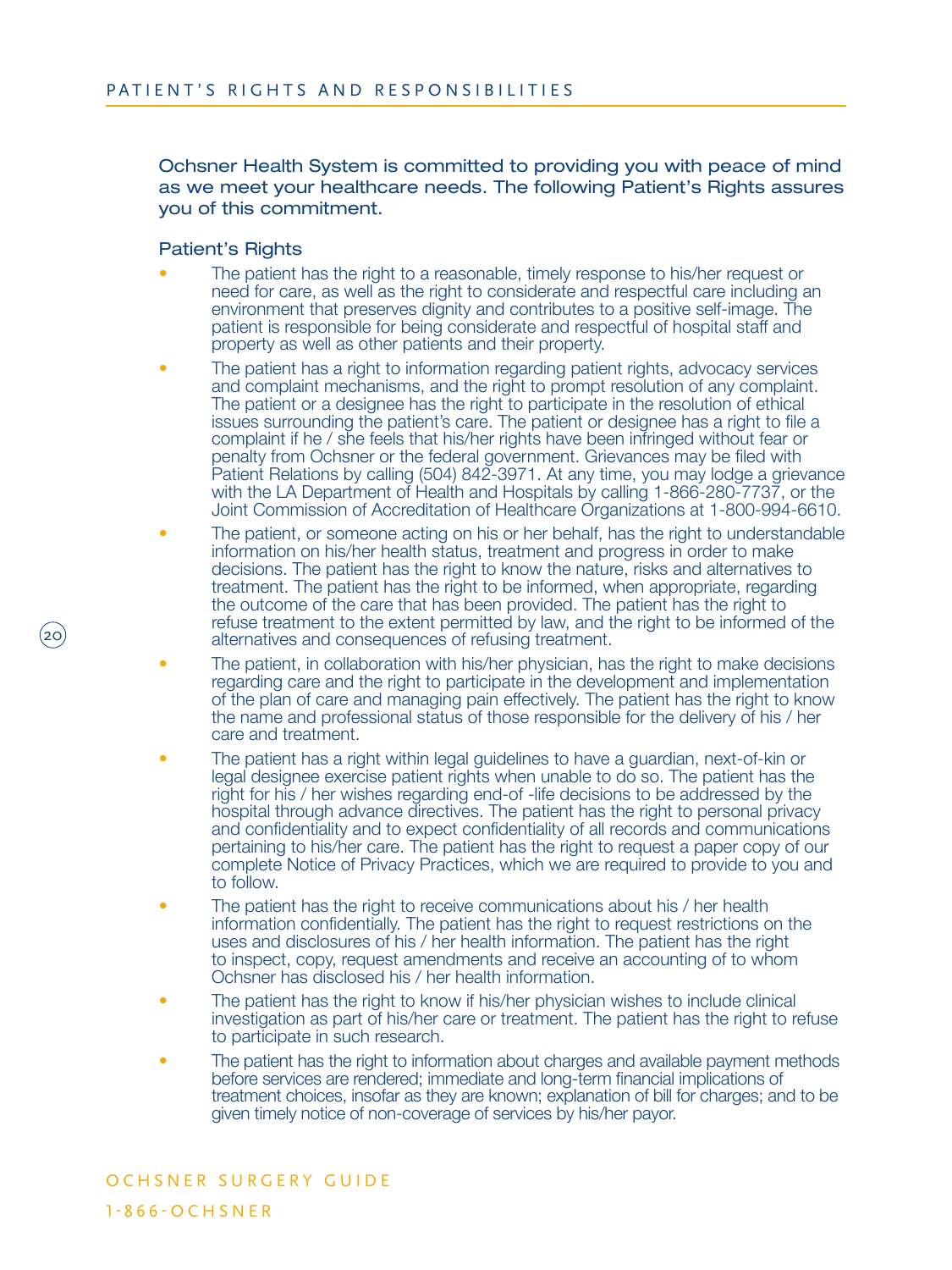Ochsner Health System is committed to providing you with peace of mind as we meet your healthcare needs. The following Patient's Rights assures you of this commitment.

## Patient's Rights

- The patient has the right to a reasonable, timely response to his/her request or need for care, as well as the right to considerate and respectful care including an environment that preserves dignity and contributes to a positive self-image. The patient is responsible for being considerate and respectful of hospital staff and property as well as other patients and their property.
- The patient has a right to information regarding patient rights, advocacy services and complaint mechanisms, and the right to prompt resolution of any complaint. The patient or a designee has the right to participate in the resolution of ethical issues surrounding the patient's care. The patient or designee has a right to file a complaint if he / she feels that his/her rights have been infringed without fear or penalty from Ochsner or the federal government. Grievances may be filed with Patient Relations by calling (504) 842-3971. At any time, you may lodge a grievance with the LA Department of Health and Hospitals by calling 1-866-280-7737, or the Joint Commission of Accreditation of Healthcare Organizations at 1-800-994-6610.
- The patient, or someone acting on his or her behalf, has the right to understandable information on his/her health status, treatment and progress in order to make decisions. The patient has the right to know the nature, risks and alternatives to treatment. The patient has the right to be informed, when appropriate, regarding the outcome of the care that has been provided. The patient has the right to refuse treatment to the extent permitted by law, and the right to be informed of the alternatives and consequences of refusing treatment.
- The patient, in collaboration with his/her physician, has the right to make decisions regarding care and the right to participate in the development and implementation of the plan of care and managing pain effectively. The patient has the right to know the name and professional status of those responsible for the delivery of his / her care and treatment.
- The patient has a right within legal guidelines to have a guardian, next-of-kin or legal designee exercise patient rights when unable to do so. The patient has the right for his / her wishes regarding end-of -life decisions to be addressed by the hospital through advance directives. The patient has the right to personal privacy and confidentiality and to expect confidentiality of all records and communications pertaining to his/her care. The patient has the right to request a paper copy of our complete Notice of Privacy Practices, which we are required to provide to you and to follow.
- The patient has the right to receive communications about his / her health information confidentially. The patient has the right to request restrictions on the uses and disclosures of his / her health information. The patient has the right to inspect, copy, request amendments and receive an accounting of to whom Ochsner has disclosed his / her health information.
- The patient has the right to know if his/her physician wishes to include clinical investigation as part of his/her care or treatment. The patient has the right to refuse to participate in such research.
- The patient has the right to information about charges and available payment methods before services are rendered; immediate and long-term financial implications of treatment choices, insofar as they are known; explanation of bill for charges; and to be given timely notice of non-coverage of services by his/her payor.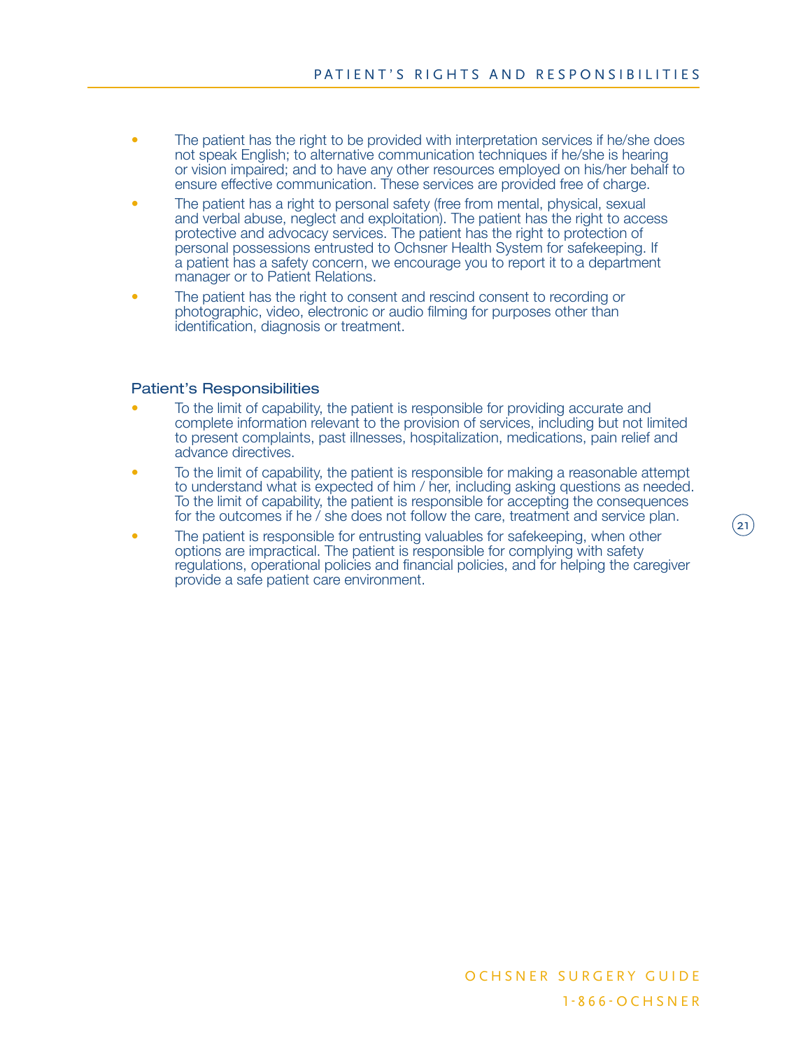- The patient has the right to be provided with interpretation services if he/she does not speak English; to alternative communication techniques if he/she is hearing or vision impaired; and to have any other resources employed on his/her behalf to ensure effective communication. These services are provided free of charge.
- The patient has a right to personal safety (free from mental, physical, sexual and verbal abuse, neglect and exploitation). The patient has the right to access protective and advocacy services. The patient has the right to protection of personal possessions entrusted to Ochsner Health System for safekeeping. If a patient has a safety concern, we encourage you to report it to a department manager or to Patient Relations.
- The patient has the right to consent and rescind consent to recording or photographic, video, electronic or audio filming for purposes other than identification, diagnosis or treatment.

## Patient's Responsibilities

- To the limit of capability, the patient is responsible for providing accurate and complete information relevant to the provision of services, including but not limited to present complaints, past illnesses, hospitalization, medications, pain relief and advance directives.
- To the limit of capability, the patient is responsible for making a reasonable attempt to understand what is expected of him / her, including asking questions as needed. To the limit of capability, the patient is responsible for accepting the consequences for the outcomes if he / she does not follow the care, treatment and service plan.
- The patient is responsible for entrusting valuables for safekeeping, when other options are impractical. The patient is responsible for complying with safety regulations, operational policies and financial policies, and for helping the caregiver provide a safe patient care environment.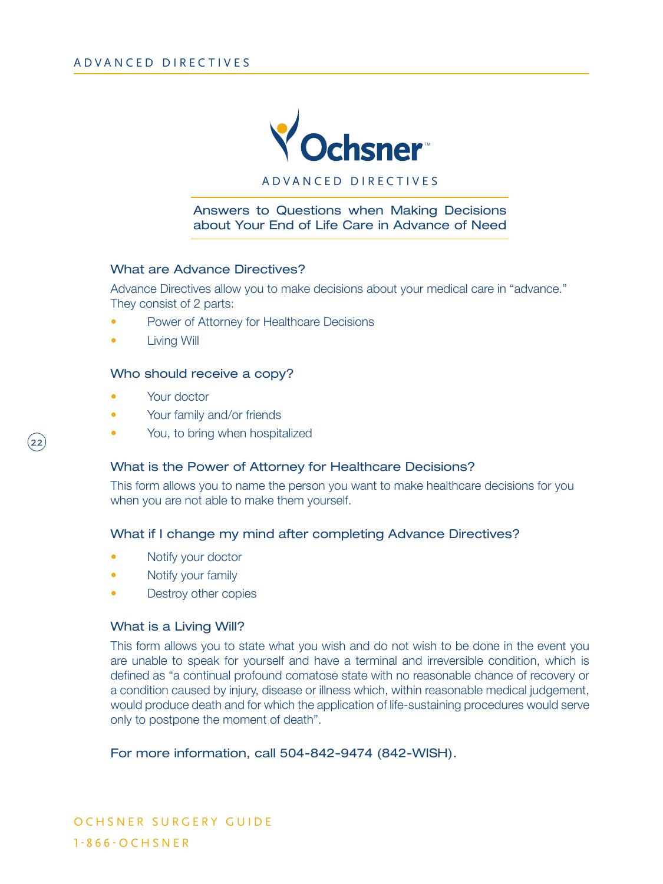# ADVANCED DIRECTIVES

## Answers to Questions when Making Decisions about Your End of Life Care in Advance of Need

### What are Advance Directives?

Advance Directives allow you to make decisions about your medical care in "advance." They consist of 2 parts:

- Power of Attorney for Healthcare Decisions
- Living Will

### Who should receive a copy?

- Your doctor
- Your family and/or friends
- You, to bring when hospitalized

### What is the Power of Attorney for Healthcare Decisions?

This form allows you to name the person you want to make healthcare decisions for you when you are not able to make them yourself.

### What if I change my mind after completing Advance Directives?

- Notify your doctor
- Notify your family
- Destroy other copies

### What is a Living Will?

This form allows you to state what you wish and do not wish to be done in the event you are unable to speak for yourself and have a terminal and irreversible condition, which is defined as "a continual profound comatose state with no reasonable chance of recovery or a condition caused by injury, disease or illness which, within reasonable medical judgement, would produce death and for which the application of life-sustaining procedures would serve only to postpone the moment of death".

For more information, call 504-842-9474 (842-WISH).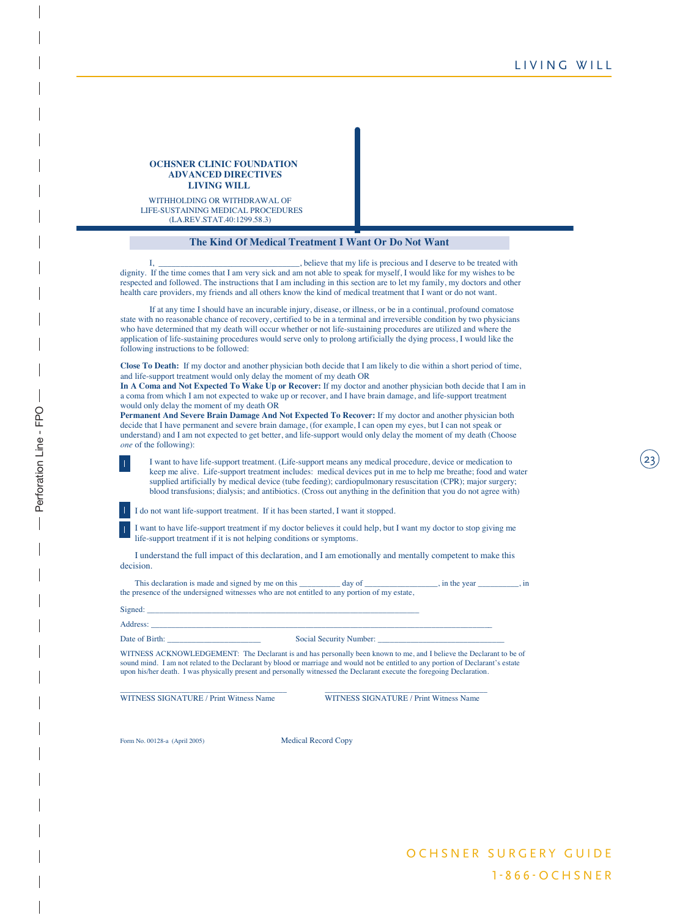**OCHSNER CLINIC FOUNDATION**
**ADVANCED DIRECTIVES**
**LIVING WILL**

WITHHOLDING OR WITHDRAWAL OF
LIFE-SUSTAINING MEDICAL PROCEDURES
(LA.REV.STAT.40:1299.58.3)

## The Kind Of Medical Treatment I Want Or Do Not Want

I, ________________________________, believe that my life is precious and I deserve to be treated with dignity. If the time comes that I am very sick and am not able to speak for myself, I would like for my wishes to be respected and followed. The instructions that I am including in this section are to let my family, my doctors and other health care providers, my friends and all others know the kind of medical treatment that I want or do not want.

If at any time I should have an incurable injury, disease, or illness, or be in a continual, profound comatose state with no reasonable chance of recovery, certified to be in a terminal and irreversible condition by two physicians who have determined that my death will occur whether or not life-sustaining procedures are utilized and where the application of life-sustaining procedures would serve only to prolong artificially the dying process, I would like the following instructions to be followed:

**Close To Death:** If my doctor and another physician both decide that I am likely to die within a short period of time, and life-support treatment would only delay the moment of my death OR
**In A Coma and Not Expected To Wake Up or Recover:** If my doctor and another physician both decide that I am in a coma from which I am not expected to wake up or recover, and I have brain damage, and life-support treatment would only delay the moment of my death OR
**Permanent And Severe Brain Damage And Not Expected To Recover:** If my doctor and another physician both decide that I have permanent and severe brain damage, (for example, I can open my eyes, but I can not speak or understand) and I am not expected to get better, and life-support would only delay the moment of my death (Choose *one* of the following):

- ☐ I want to have life-support treatment. (Life-support means any medical procedure, device or medication to keep me alive. Life-support treatment includes: medical devices put in me to help me breathe; food and water supplied artificially by medical device (tube feeding); cardiopulmonary resuscitation (CPR); major surgery; blood transfusions; dialysis; and antibiotics. (Cross out anything in the definition that you do not agree with)
- ☐ I do not want life-support treatment. If it has been started, I want it stopped.
- ☐ I want to have life-support treatment if my doctor believes it could help, but I want my doctor to stop giving me life-support treatment if it is not helping conditions or symptoms.

I understand the full impact of this declaration, and I am emotionally and mentally competent to make this decision.

This declaration is made and signed by me on this __________ day of _________________, in the year __________, in the presence of the undersigned witnesses who are not entitled to any portion of my estate,

Signed: ________________________________________________________________

Address: ______________________________________________________________________________

Date of Birth: _______________________ Social Security Number: ______________________________

WITNESS ACKNOWLEDGEMENT: The Declarant is and has personally been known to me, and I believe the Declarant to be of sound mind. I am not related to the Declarant by blood or marriage and would not be entitled to any portion of Declarant's estate upon his/her death. I was physically present and personally witnessed the Declarant execute the foregoing Declaration.

________________________________ ________________________________
WITNESS SIGNATURE / Print Witness Name WITNESS SIGNATURE / Print Witness Name

Form No. 00128-a (April 2005) Medical Record Copy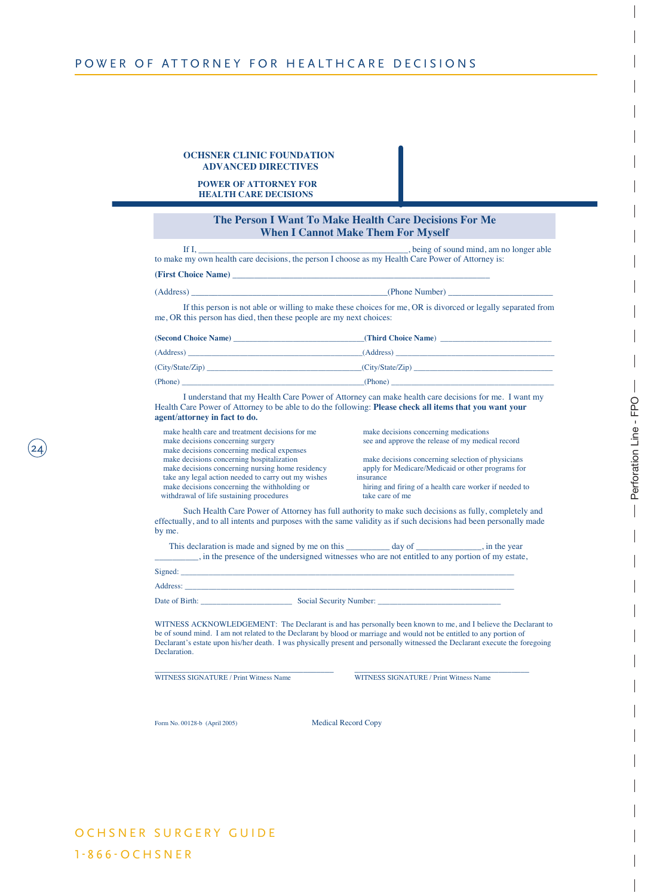**OCHSNER CLINIC FOUNDATION**
**ADVANCED DIRECTIVES**

**POWER OF ATTORNEY FOR**
**HEALTH CARE DECISIONS**

## The Person I Want To Make Health Care Decisions For Me When I Cannot Make Them For Myself

If I, ____________________________________________, being of sound mind, am no longer able to make my own health care decisions, the person I choose as my Health Care Power of Attorney is:

**(First Choice Name)** __________________________________________________________

(Address) ____________________________________________(Phone Number) _______________________

If this person is not able or willing to make these choices for me, OR is divorced or legally separated from me, OR this person has died, then these people are my next choices:

**(Second Choice Name)** ______________________________**(Third Choice Name)** _________________________

(Address) ________________________________________(Address) ___________________________________

(City/State/Zip) ____________________________________(City/State/Zip) _______________________________

(Phone) __________________________________________(Phone) ____________________________________

I understand that my Health Care Power of Attorney can make health care decisions for me. I want my Health Care Power of Attorney to be able to do the following: **Please check all items that you want your agent/attorney in fact to do.**

- make health care and treatment decisions for me
- make decisions concerning surgery
- make decisions concerning medical expenses
- make decisions concerning hospitalization
- make decisions concerning nursing home residency
- take any legal action needed to carry out my wishes
- make decisions concerning the withholding or withdrawal of life sustaining procedures
- make decisions concerning medications
- see and approve the release of my medical record
- make decisions concerning selection of physicians
- apply for Medicare/Medicaid or other programs for insurance
- hiring and firing of a health care worker if needed to take care of me

Such Health Care Power of Attorney has full authority to make such decisions as fully, completely and effectually, and to all intents and purposes with the same validity as if such decisions had been personally made by me.

This declaration is made and signed by me on this _________ day of ______________, in the year _________, in the presence of the undersigned witnesses who are not entitled to any portion of my estate,

Signed: ______________________________________________________________________________

Address: _____________________________________________________________________________

Date of Birth: ______________________ Social Security Number: ______________________________

WITNESS ACKNOWLEDGEMENT: The Declarant is and has personally been known to me, and I believe the Declarant to be of sound mind. I am not related to the Declarant by blood or marriage and would not be entitled to any portion of Declarant's estate upon his/her death. I was physically present and personally witnessed the Declarant execute the foregoing Declaration.

________________________________________ ________________________________________
WITNESS SIGNATURE / Print Witness Name WITNESS SIGNATURE / Print Witness Name

Form No. 00128-b (April 2005) Medical Record Copy

Perforation Line - FPO